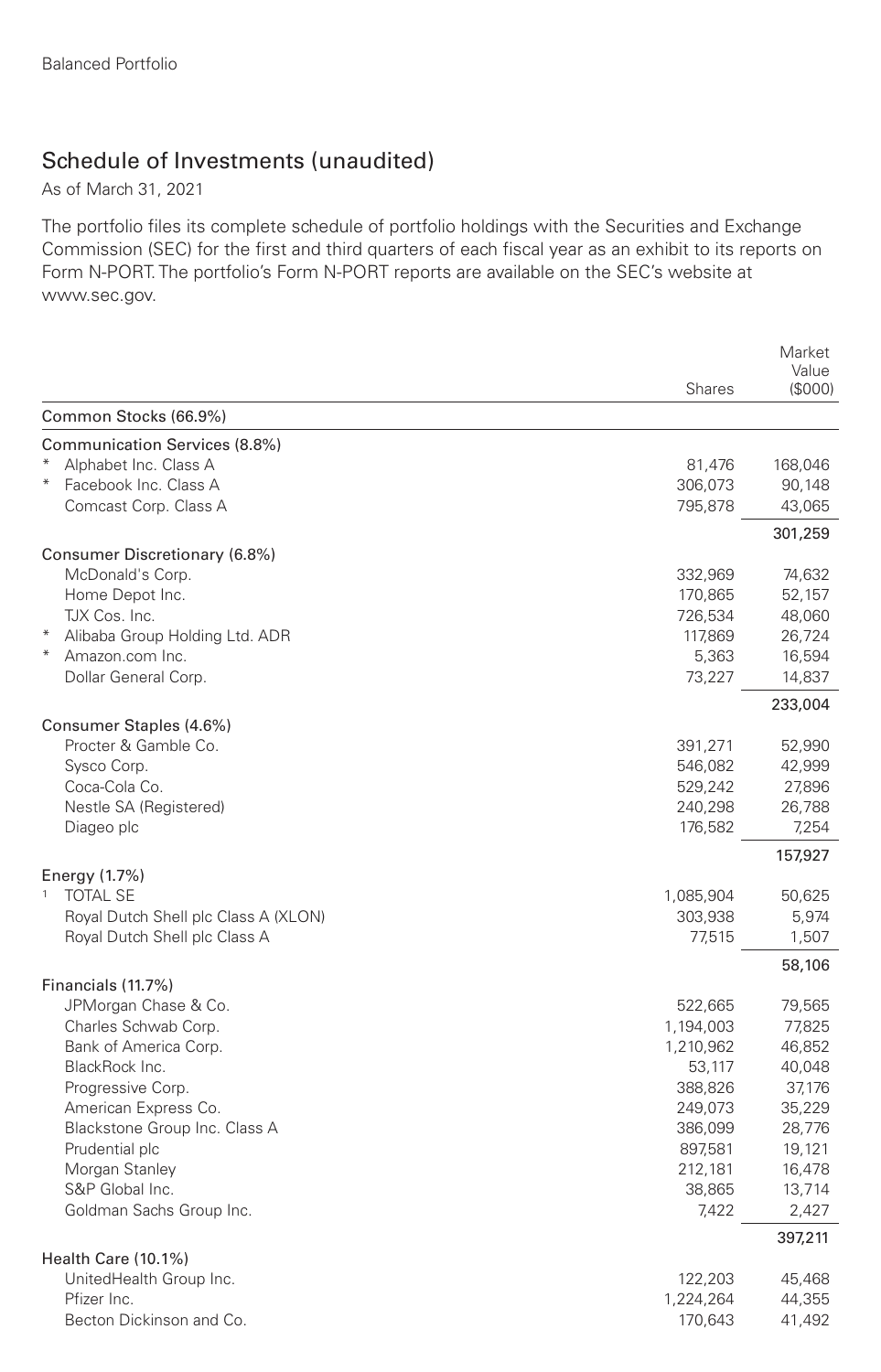Balanced Portfolio

# Schedule of Investments (unaudited)

As of March 31, 2021

The portfolio files its complete schedule of portfolio holdings with the Securities and Exchange Commission (SEC) for the first and third quarters of each fiscal year as an exhibit to its reports on Form N-PORT. The portfolio's Form N-PORT reports are available on the SEC's website at www.sec.gov.

| | Shares | Market Value ($000) |
|---|---|---|
| **Common Stocks (66.9%)** | | |
| **Communication Services (8.8%)** | | |
| * Alphabet Inc. Class A | 81,476 | 168,046 |
| * Facebook Inc. Class A | 306,073 | 90,148 |
| Comcast Corp. Class A | 795,878 | 43,065 |
| | | 301,259 |
| **Consumer Discretionary (6.8%)** | | |
| McDonald's Corp. | 332,969 | 74,632 |
| Home Depot Inc. | 170,865 | 52,157 |
| TJX Cos. Inc. | 726,534 | 48,060 |
| * Alibaba Group Holding Ltd. ADR | 117,869 | 26,724 |
| * Amazon.com Inc. | 5,363 | 16,594 |
| Dollar General Corp. | 73,227 | 14,837 |
| | | 233,004 |
| **Consumer Staples (4.6%)** | | |
| Procter & Gamble Co. | 391,271 | 52,990 |
| Sysco Corp. | 546,082 | 42,999 |
| Coca-Cola Co. | 529,242 | 27,896 |
| Nestle SA (Registered) | 240,298 | 26,788 |
| Diageo plc | 176,582 | 7,254 |
| | | 157,927 |
| **Energy (1.7%)** | | |
| [1] TOTAL SE | 1,085,904 | 50,625 |
| Royal Dutch Shell plc Class A (XLON) | 303,938 | 5,974 |
| Royal Dutch Shell plc Class A | 77,515 | 1,507 |
| | | 58,106 |
| **Financials (11.7%)** | | |
| JPMorgan Chase & Co. | 522,665 | 79,565 |
| Charles Schwab Corp. | 1,194,003 | 77,825 |
| Bank of America Corp. | 1,210,962 | 46,852 |
| BlackRock Inc. | 53,117 | 40,048 |
| Progressive Corp. | 388,826 | 37,176 |
| American Express Co. | 249,073 | 35,229 |
| Blackstone Group Inc. Class A | 386,099 | 28,776 |
| Prudential plc | 897,581 | 19,121 |
| Morgan Stanley | 212,181 | 16,478 |
| S&P Global Inc. | 38,865 | 13,714 |
| Goldman Sachs Group Inc. | 7,422 | 2,427 |
| | | 397,211 |
| **Health Care (10.1%)** | | |
| UnitedHealth Group Inc. | 122,203 | 45,468 |
| Pfizer Inc. | 1,224,264 | 44,355 |
| Becton Dickinson and Co. | 170,643 | 41,492 |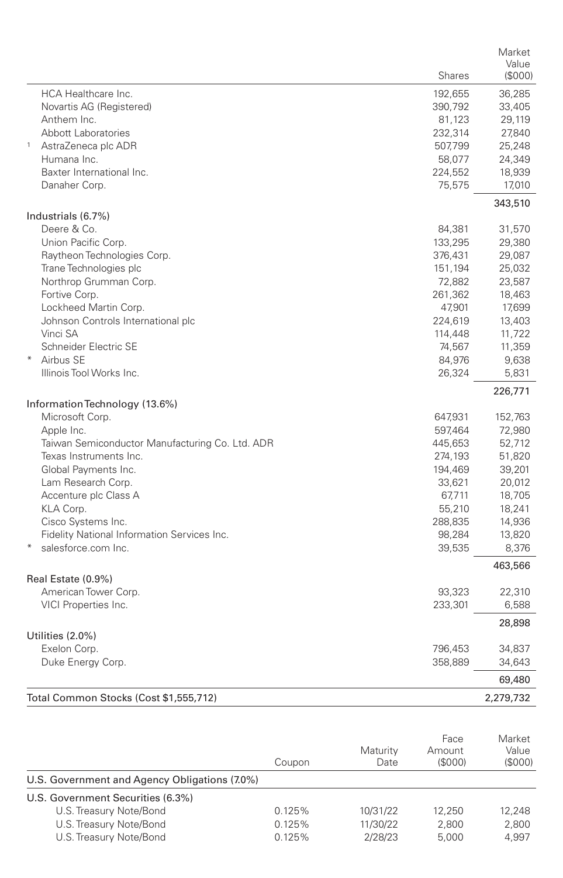| | Shares | Market Value ($000) |
|---|---|---|
| HCA Healthcare Inc. | 192,655 | 36,285 |
| Novartis AG (Registered) | 390,792 | 33,405 |
| Anthem Inc. | 81,123 | 29,119 |
| Abbott Laboratories | 232,314 | 27,840 |
| [1] AstraZeneca plc ADR | 507,799 | 25,248 |
| Humana Inc. | 58,077 | 24,349 |
| Baxter International Inc. | 224,552 | 18,939 |
| Danaher Corp. | 75,575 | 17,010 |
| | | 343,510 |
| Industrials (6.7%) | | |
| Deere & Co. | 84,381 | 31,570 |
| Union Pacific Corp. | 133,295 | 29,380 |
| Raytheon Technologies Corp. | 376,431 | 29,087 |
| Trane Technologies plc | 151,194 | 25,032 |
| Northrop Grumman Corp. | 72,882 | 23,587 |
| Fortive Corp. | 261,362 | 18,463 |
| Lockheed Martin Corp. | 47,901 | 17,699 |
| Johnson Controls International plc | 224,619 | 13,403 |
| Vinci SA | 114,448 | 11,722 |
| Schneider Electric SE | 74,567 | 11,359 |
| * Airbus SE | 84,976 | 9,638 |
| Illinois Tool Works Inc. | 26,324 | 5,831 |
| | | 226,771 |
| Information Technology (13.6%) | | |
| Microsoft Corp. | 647,931 | 152,763 |
| Apple Inc. | 597,464 | 72,980 |
| Taiwan Semiconductor Manufacturing Co. Ltd. ADR | 445,653 | 52,712 |
| Texas Instruments Inc. | 274,193 | 51,820 |
| Global Payments Inc. | 194,469 | 39,201 |
| Lam Research Corp. | 33,621 | 20,012 |
| Accenture plc Class A | 67,711 | 18,705 |
| KLA Corp. | 55,210 | 18,241 |
| Cisco Systems Inc. | 288,835 | 14,936 |
| Fidelity National Information Services Inc. | 98,284 | 13,820 |
| * salesforce.com Inc. | 39,535 | 8,376 |
| | | 463,566 |
| Real Estate (0.9%) | | |
| American Tower Corp. | 93,323 | 22,310 |
| VICI Properties Inc. | 233,301 | 6,588 |
| | | 28,898 |
| Utilities (2.0%) | | |
| Exelon Corp. | 796,453 | 34,837 |
| Duke Energy Corp. | 358,889 | 34,643 |
| | | 69,480 |
| Total Common Stocks (Cost $1,555,712) | | 2,279,732 |

| | Coupon | Maturity Date | Face Amount ($000) | Market Value ($000) |
|---|---|---|---|---|
| U.S. Government and Agency Obligations (7.0%) | | | | |
| U.S. Government Securities (6.3%) | | | | |
| U.S. Treasury Note/Bond | 0.125% | 10/31/22 | 12,250 | 12,248 |
| U.S. Treasury Note/Bond | 0.125% | 11/30/22 | 2,800 | 2,800 |
| U.S. Treasury Note/Bond | 0.125% | 2/28/23 | 5,000 | 4,997 |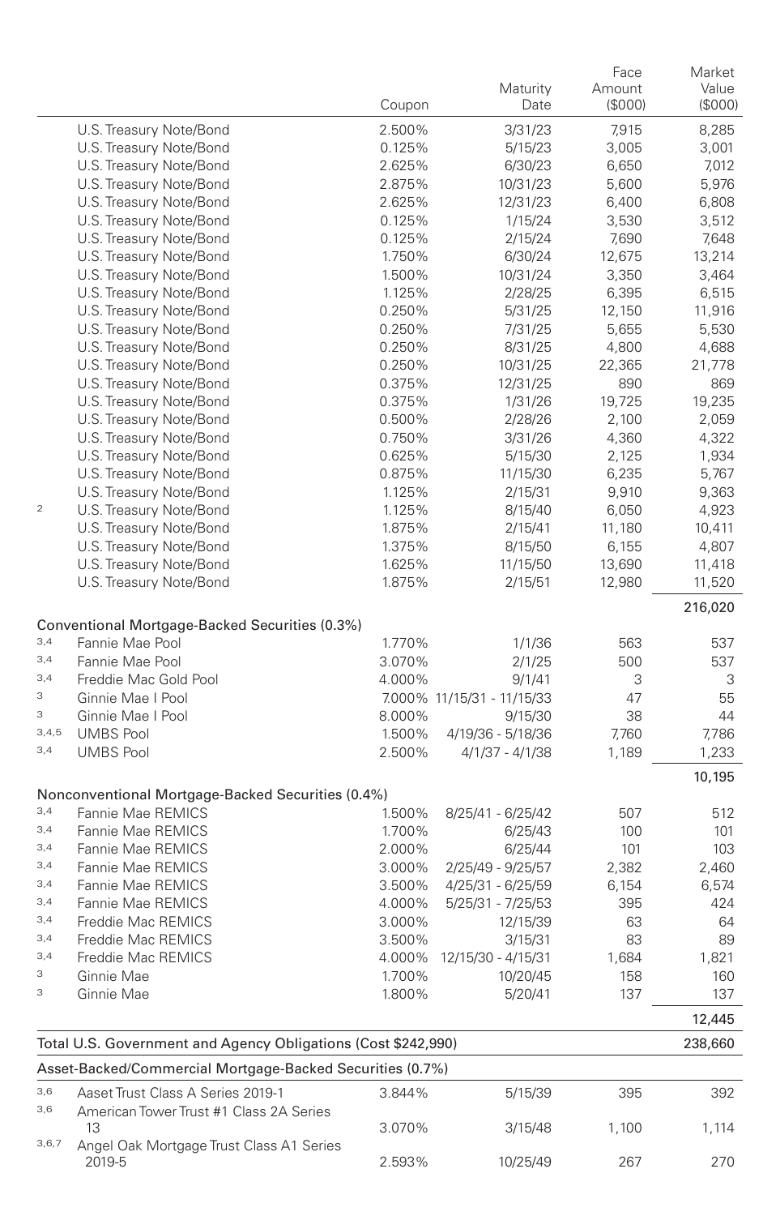| | | Coupon | Maturity Date | Face Amount ($000) | Market Value ($000) |
|---|---|---|---|---|---|
| | U.S. Treasury Note/Bond | 2.500% | 3/31/23 | 7,915 | 8,285 |
| | U.S. Treasury Note/Bond | 0.125% | 5/15/23 | 3,005 | 3,001 |
| | U.S. Treasury Note/Bond | 2.625% | 6/30/23 | 6,650 | 7,012 |
| | U.S. Treasury Note/Bond | 2.875% | 10/31/23 | 5,600 | 5,976 |
| | U.S. Treasury Note/Bond | 2.625% | 12/31/23 | 6,400 | 6,808 |
| | U.S. Treasury Note/Bond | 0.125% | 1/15/24 | 3,530 | 3,512 |
| | U.S. Treasury Note/Bond | 0.125% | 2/15/24 | 7,690 | 7,648 |
| | U.S. Treasury Note/Bond | 1.750% | 6/30/24 | 12,675 | 13,214 |
| | U.S. Treasury Note/Bond | 1.500% | 10/31/24 | 3,350 | 3,464 |
| | U.S. Treasury Note/Bond | 1.125% | 2/28/25 | 6,395 | 6,515 |
| | U.S. Treasury Note/Bond | 0.250% | 5/31/25 | 12,150 | 11,916 |
| | U.S. Treasury Note/Bond | 0.250% | 7/31/25 | 5,655 | 5,530 |
| | U.S. Treasury Note/Bond | 0.250% | 8/31/25 | 4,800 | 4,688 |
| | U.S. Treasury Note/Bond | 0.250% | 10/31/25 | 22,365 | 21,778 |
| | U.S. Treasury Note/Bond | 0.375% | 12/31/25 | 890 | 869 |
| | U.S. Treasury Note/Bond | 0.375% | 1/31/26 | 19,725 | 19,235 |
| | U.S. Treasury Note/Bond | 0.500% | 2/28/26 | 2,100 | 2,059 |
| | U.S. Treasury Note/Bond | 0.750% | 3/31/26 | 4,360 | 4,322 |
| | U.S. Treasury Note/Bond | 0.625% | 5/15/30 | 2,125 | 1,934 |
| | U.S. Treasury Note/Bond | 0.875% | 11/15/30 | 6,235 | 5,767 |
| | U.S. Treasury Note/Bond | 1.125% | 2/15/31 | 9,910 | 9,363 |
| 2 | U.S. Treasury Note/Bond | 1.125% | 8/15/40 | 6,050 | 4,923 |
| | U.S. Treasury Note/Bond | 1.875% | 2/15/41 | 11,180 | 10,411 |
| | U.S. Treasury Note/Bond | 1.375% | 8/15/50 | 6,155 | 4,807 |
| | U.S. Treasury Note/Bond | 1.625% | 11/15/50 | 13,690 | 11,418 |
| | U.S. Treasury Note/Bond | 1.875% | 2/15/51 | 12,980 | 11,520 |
| | | | | | 216,020 |
| **Conventional Mortgage-Backed Securities (0.3%)** | | | | | |
| 3,4 | Fannie Mae Pool | 1.770% | 1/1/36 | 563 | 537 |
| 3,4 | Fannie Mae Pool | 3.070% | 2/1/25 | 500 | 537 |
| 3,4 | Freddie Mac Gold Pool | 4.000% | 9/1/41 | 3 | 3 |
| 3 | Ginnie Mae I Pool | 7.000% | 11/15/31 - 11/15/33 | 47 | 55 |
| 3 | Ginnie Mae I Pool | 8.000% | 9/15/30 | 38 | 44 |
| 3,4,5 | UMBS Pool | 1.500% | 4/19/36 - 5/18/36 | 7,760 | 7,786 |
| 3,4 | UMBS Pool | 2.500% | 4/1/37 - 4/1/38 | 1,189 | 1,233 |
| | | | | | 10,195 |
| **Nonconventional Mortgage-Backed Securities (0.4%)** | | | | | |
| 3,4 | Fannie Mae REMICS | 1.500% | 8/25/41 - 6/25/42 | 507 | 512 |
| 3,4 | Fannie Mae REMICS | 1.700% | 6/25/43 | 100 | 101 |
| 3,4 | Fannie Mae REMICS | 2.000% | 6/25/44 | 101 | 103 |
| 3,4 | Fannie Mae REMICS | 3.000% | 2/25/49 - 9/25/57 | 2,382 | 2,460 |
| 3,4 | Fannie Mae REMICS | 3.500% | 4/25/31 - 6/25/59 | 6,154 | 6,574 |
| 3,4 | Fannie Mae REMICS | 4.000% | 5/25/31 - 7/25/53 | 395 | 424 |
| 3,4 | Freddie Mac REMICS | 3.000% | 12/15/39 | 63 | 64 |
| 3,4 | Freddie Mac REMICS | 3.500% | 3/15/31 | 83 | 89 |
| 3,4 | Freddie Mac REMICS | 4.000% | 12/15/30 - 4/15/31 | 1,684 | 1,821 |
| 3 | Ginnie Mae | 1.700% | 10/20/45 | 158 | 160 |
| 3 | Ginnie Mae | 1.800% | 5/20/41 | 137 | 137 |
| | | | | | 12,445 |
| **Total U.S. Government and Agency Obligations (Cost $242,990)** | | | | | 238,660 |
| **Asset-Backed/Commercial Mortgage-Backed Securities (0.7%)** | | | | | |
| 3,6 | Aaset Trust Class A Series 2019-1 | 3.844% | 5/15/39 | 395 | 392 |
| 3,6 | American Tower Trust #1 Class 2A Series 13 | 3.070% | 3/15/48 | 1,100 | 1,114 |
| 3,6,7 | Angel Oak Mortgage Trust Class A1 Series 2019-5 | 2.593% | 10/25/49 | 267 | 270 |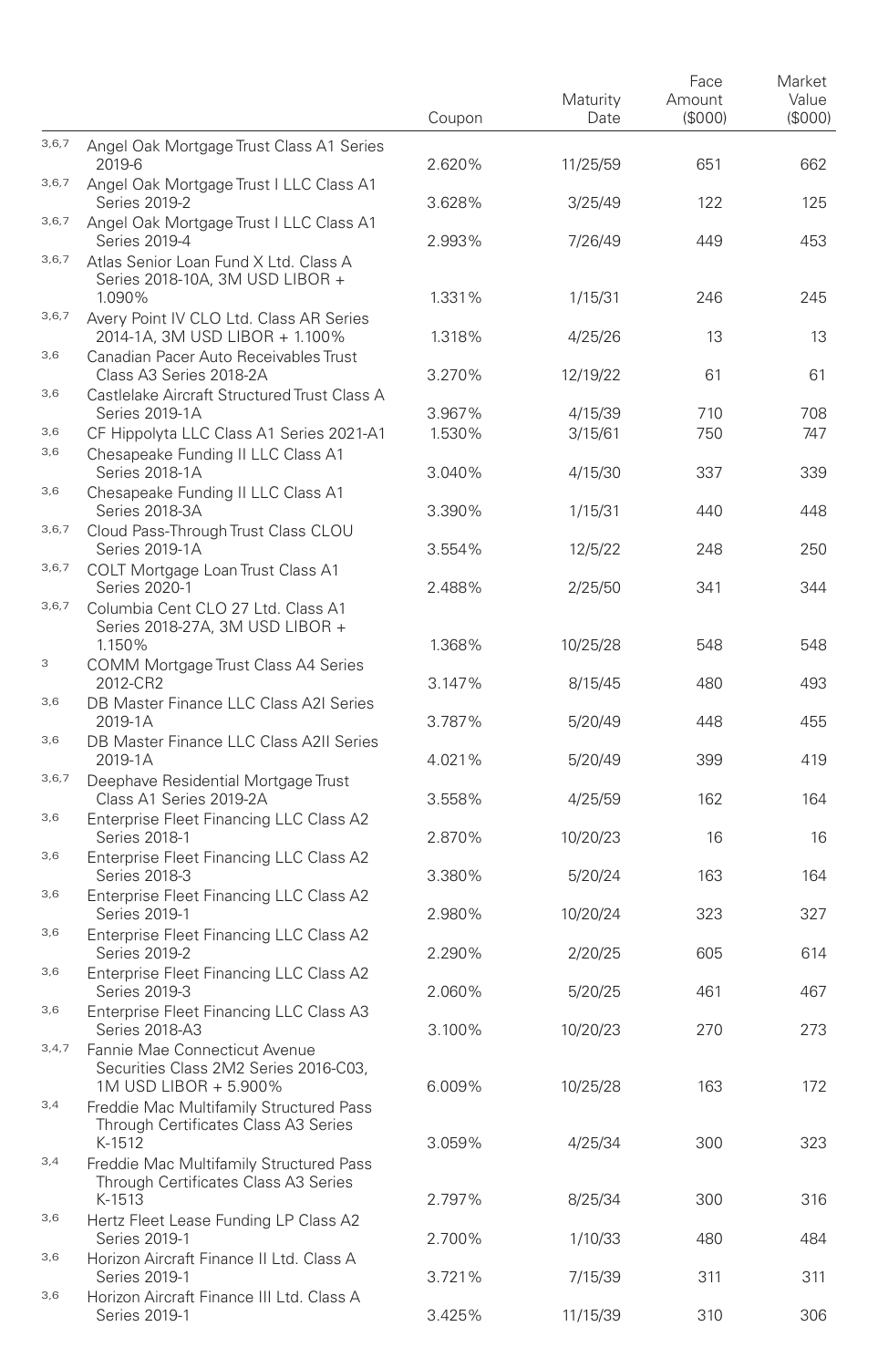| | | Coupon | Maturity Date | Face Amount ($000) | Market Value ($000) |
|---|---|---|---|---|---|
| 3,6,7 | Angel Oak Mortgage Trust Class A1 Series 2019-6 | 2.620% | 11/25/59 | 651 | 662 |
| 3,6,7 | Angel Oak Mortgage Trust I LLC Class A1 Series 2019-2 | 3.628% | 3/25/49 | 122 | 125 |
| 3,6,7 | Angel Oak Mortgage Trust I LLC Class A1 Series 2019-4 | 2.993% | 7/26/49 | 449 | 453 |
| 3,6,7 | Atlas Senior Loan Fund X Ltd. Class A Series 2018-10A, 3M USD LIBOR + 1.090% | 1.331% | 1/15/31 | 246 | 245 |
| 3,6,7 | Avery Point IV CLO Ltd. Class AR Series 2014-1A, 3M USD LIBOR + 1.100% | 1.318% | 4/25/26 | 13 | 13 |
| 3,6 | Canadian Pacer Auto Receivables Trust Class A3 Series 2018-2A | 3.270% | 12/19/22 | 61 | 61 |
| 3,6 | Castlelake Aircraft Structured Trust Class A Series 2019-1A | 3.967% | 4/15/39 | 710 | 708 |
| 3,6 | CF Hippolyta LLC Class A1 Series 2021-A1 | 1.530% | 3/15/61 | 750 | 747 |
| 3,6 | Chesapeake Funding II LLC Class A1 Series 2018-1A | 3.040% | 4/15/30 | 337 | 339 |
| 3,6 | Chesapeake Funding II LLC Class A1 Series 2018-3A | 3.390% | 1/15/31 | 440 | 448 |
| 3,6,7 | Cloud Pass-Through Trust Class CLOU Series 2019-1A | 3.554% | 12/5/22 | 248 | 250 |
| 3,6,7 | COLT Mortgage Loan Trust Class A1 Series 2020-1 | 2.488% | 2/25/50 | 341 | 344 |
| 3,6,7 | Columbia Cent CLO 27 Ltd. Class A1 Series 2018-27A, 3M USD LIBOR + 1.150% | 1.368% | 10/25/28 | 548 | 548 |
| 3 | COMM Mortgage Trust Class A4 Series 2012-CR2 | 3.147% | 8/15/45 | 480 | 493 |
| 3,6 | DB Master Finance LLC Class A2I Series 2019-1A | 3.787% | 5/20/49 | 448 | 455 |
| 3,6 | DB Master Finance LLC Class A2II Series 2019-1A | 4.021% | 5/20/49 | 399 | 419 |
| 3,6,7 | Deephave Residential Mortgage Trust Class A1 Series 2019-2A | 3.558% | 4/25/59 | 162 | 164 |
| 3,6 | Enterprise Fleet Financing LLC Class A2 Series 2018-1 | 2.870% | 10/20/23 | 16 | 16 |
| 3,6 | Enterprise Fleet Financing LLC Class A2 Series 2018-3 | 3.380% | 5/20/24 | 163 | 164 |
| 3,6 | Enterprise Fleet Financing LLC Class A2 Series 2019-1 | 2.980% | 10/20/24 | 323 | 327 |
| 3,6 | Enterprise Fleet Financing LLC Class A2 Series 2019-2 | 2.290% | 2/20/25 | 605 | 614 |
| 3,6 | Enterprise Fleet Financing LLC Class A2 Series 2019-3 | 2.060% | 5/20/25 | 461 | 467 |
| 3,6 | Enterprise Fleet Financing LLC Class A3 Series 2018-A3 | 3.100% | 10/20/23 | 270 | 273 |
| 3,4,7 | Fannie Mae Connecticut Avenue Securities Class 2M2 Series 2016-C03, 1M USD LIBOR + 5.900% | 6.009% | 10/25/28 | 163 | 172 |
| 3,4 | Freddie Mac Multifamily Structured Pass Through Certificates Class A3 Series K-1512 | 3.059% | 4/25/34 | 300 | 323 |
| 3,4 | Freddie Mac Multifamily Structured Pass Through Certificates Class A3 Series K-1513 | 2.797% | 8/25/34 | 300 | 316 |
| 3,6 | Hertz Fleet Lease Funding LP Class A2 Series 2019-1 | 2.700% | 1/10/33 | 480 | 484 |
| 3,6 | Horizon Aircraft Finance II Ltd. Class A Series 2019-1 | 3.721% | 7/15/39 | 311 | 311 |
| 3,6 | Horizon Aircraft Finance III Ltd. Class A Series 2019-1 | 3.425% | 11/15/39 | 310 | 306 |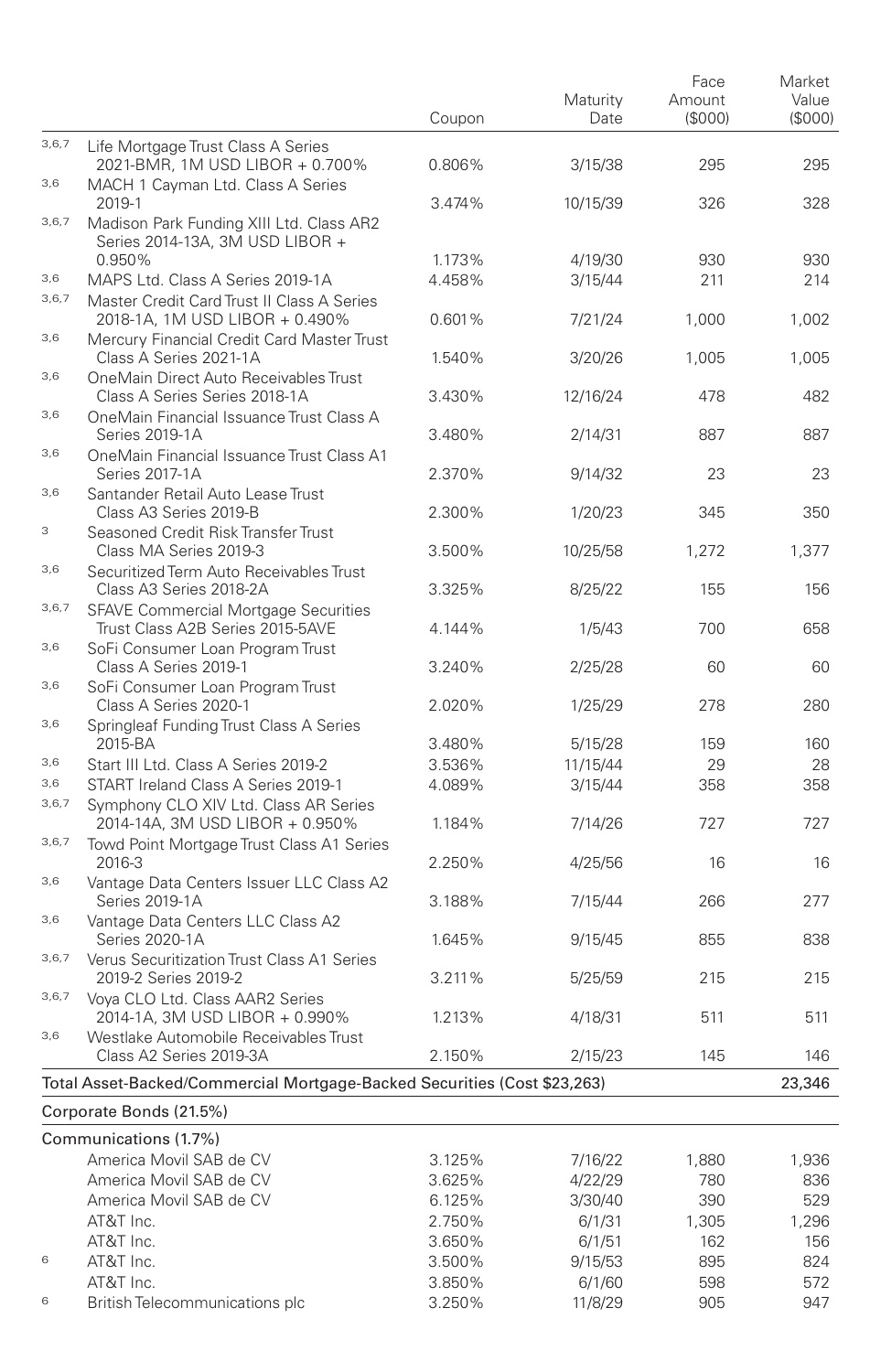| | | Coupon | Maturity Date | Face Amount ($000) | Market Value ($000) |
|---|---|---|---|---|---|
| 3,6,7 | Life Mortgage Trust Class A Series 2021-BMR, 1M USD LIBOR + 0.700% | 0.806% | 3/15/38 | 295 | 295 |
| 3,6 | MACH 1 Cayman Ltd. Class A Series 2019-1 | 3.474% | 10/15/39 | 326 | 328 |
| 3,6,7 | Madison Park Funding XIII Ltd. Class AR2 Series 2014-13A, 3M USD LIBOR + 0.950% | 1.173% | 4/19/30 | 930 | 930 |
| 3,6 | MAPS Ltd. Class A Series 2019-1A | 4.458% | 3/15/44 | 211 | 214 |
| 3,6,7 | Master Credit Card Trust II Class A Series 2018-1A, 1M USD LIBOR + 0.490% | 0.601% | 7/21/24 | 1,000 | 1,002 |
| 3,6 | Mercury Financial Credit Card Master Trust Class A Series 2021-1A | 1.540% | 3/20/26 | 1,005 | 1,005 |
| 3,6 | OneMain Direct Auto Receivables Trust Class A Series Series 2018-1A | 3.430% | 12/16/24 | 478 | 482 |
| 3,6 | OneMain Financial Issuance Trust Class A Series 2019-1A | 3.480% | 2/14/31 | 887 | 887 |
| 3,6 | OneMain Financial Issuance Trust Class A1 Series 2017-1A | 2.370% | 9/14/32 | 23 | 23 |
| 3,6 | Santander Retail Auto Lease Trust Class A3 Series 2019-B | 2.300% | 1/20/23 | 345 | 350 |
| 3 | Seasoned Credit Risk Transfer Trust Class MA Series 2019-3 | 3.500% | 10/25/58 | 1,272 | 1,377 |
| 3,6 | Securitized Term Auto Receivables Trust Class A3 Series 2018-2A | 3.325% | 8/25/22 | 155 | 156 |
| 3,6,7 | SFAVE Commercial Mortgage Securities Trust Class A2B Series 2015-5AVE | 4.144% | 1/5/43 | 700 | 658 |
| 3,6 | SoFi Consumer Loan Program Trust Class A Series 2019-1 | 3.240% | 2/25/28 | 60 | 60 |
| 3,6 | SoFi Consumer Loan Program Trust Class A Series 2020-1 | 2.020% | 1/25/29 | 278 | 280 |
| 3,6 | Springleaf Funding Trust Class A Series 2015-BA | 3.480% | 5/15/28 | 159 | 160 |
| 3,6 | Start III Ltd. Class A Series 2019-2 | 3.536% | 11/15/44 | 29 | 28 |
| 3,6 | START Ireland Class A Series 2019-1 | 4.089% | 3/15/44 | 358 | 358 |
| 3,6,7 | Symphony CLO XIV Ltd. Class AR Series 2014-14A, 3M USD LIBOR + 0.950% | 1.184% | 7/14/26 | 727 | 727 |
| 3,6,7 | Towd Point Mortgage Trust Class A1 Series 2016-3 | 2.250% | 4/25/56 | 16 | 16 |
| 3,6 | Vantage Data Centers Issuer LLC Class A2 Series 2019-1A | 3.188% | 7/15/44 | 266 | 277 |
| 3,6 | Vantage Data Centers LLC Class A2 Series 2020-1A | 1.645% | 9/15/45 | 855 | 838 |
| 3,6,7 | Verus Securitization Trust Class A1 Series 2019-2 Series 2019-2 | 3.211% | 5/25/59 | 215 | 215 |
| 3,6,7 | Voya CLO Ltd. Class AAR2 Series 2014-1A, 3M USD LIBOR + 0.990% | 1.213% | 4/18/31 | 511 | 511 |
| 3,6 | Westlake Automobile Receivables Trust Class A2 Series 2019-3A | 2.150% | 2/15/23 | 145 | 146 |
| **Total Asset-Backed/Commercial Mortgage-Backed Securities (Cost $23,263)** | | | | | 23,346 |
| **Corporate Bonds (21.5%)** | | | | | |
| **Communications (1.7%)** | | | | | |
| | America Movil SAB de CV | 3.125% | 7/16/22 | 1,880 | 1,936 |
| | America Movil SAB de CV | 3.625% | 4/22/29 | 780 | 836 |
| | America Movil SAB de CV | 6.125% | 3/30/40 | 390 | 529 |
| | AT&T Inc. | 2.750% | 6/1/31 | 1,305 | 1,296 |
| | AT&T Inc. | 3.650% | 6/1/51 | 162 | 156 |
| 6 | AT&T Inc. | 3.500% | 9/15/53 | 895 | 824 |
| | AT&T Inc. | 3.850% | 6/1/60 | 598 | 572 |
| 6 | British Telecommunications plc | 3.250% | 11/8/29 | 905 | 947 |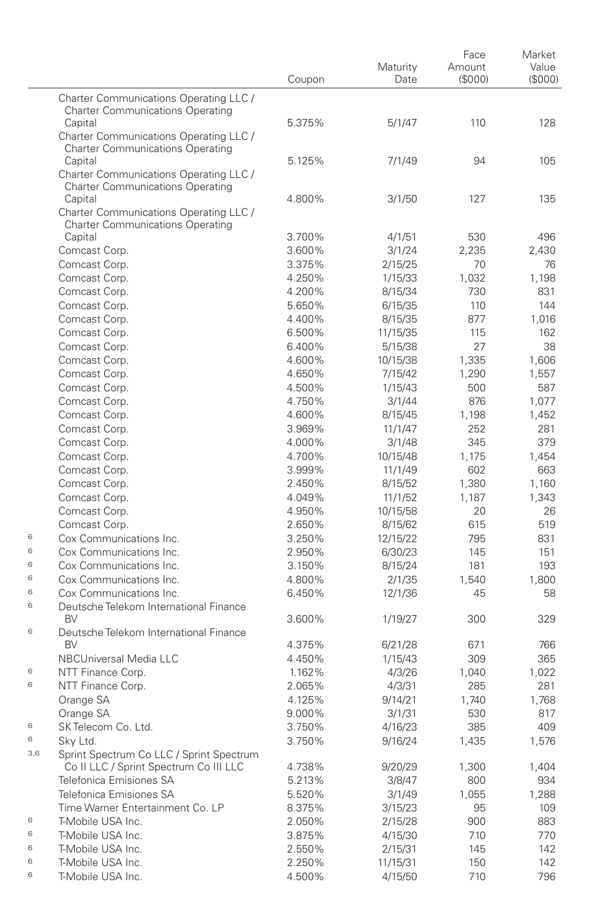| | | Coupon | Maturity Date | Face Amount ($000) | Market Value ($000) |
|---|---|---|---|---|---|
| | Charter Communications Operating LLC / Charter Communications Operating Capital | 5.375% | 5/1/47 | 110 | 128 |
| | Charter Communications Operating LLC / Charter Communications Operating Capital | 5.125% | 7/1/49 | 94 | 105 |
| | Charter Communications Operating LLC / Charter Communications Operating Capital | 4.800% | 3/1/50 | 127 | 135 |
| | Charter Communications Operating LLC / Charter Communications Operating Capital | 3.700% | 4/1/51 | 530 | 496 |
| | Comcast Corp. | 3.600% | 3/1/24 | 2,235 | 2,430 |
| | Comcast Corp. | 3.375% | 2/15/25 | 70 | 76 |
| | Comcast Corp. | 4.250% | 1/15/33 | 1,032 | 1,198 |
| | Comcast Corp. | 4.200% | 8/15/34 | 730 | 831 |
| | Comcast Corp. | 5.650% | 6/15/35 | 110 | 144 |
| | Comcast Corp. | 4.400% | 8/15/35 | 877 | 1,016 |
| | Comcast Corp. | 6.500% | 11/15/35 | 115 | 162 |
| | Comcast Corp. | 6.400% | 5/15/38 | 27 | 38 |
| | Comcast Corp. | 4.600% | 10/15/38 | 1,335 | 1,606 |
| | Comcast Corp. | 4.650% | 7/15/42 | 1,290 | 1,557 |
| | Comcast Corp. | 4.500% | 1/15/43 | 500 | 587 |
| | Comcast Corp. | 4.750% | 3/1/44 | 876 | 1,077 |
| | Comcast Corp. | 4.600% | 8/15/45 | 1,198 | 1,452 |
| | Comcast Corp. | 3.969% | 11/1/47 | 252 | 281 |
| | Comcast Corp. | 4.000% | 3/1/48 | 345 | 379 |
| | Comcast Corp. | 4.700% | 10/15/48 | 1,175 | 1,454 |
| | Comcast Corp. | 3.999% | 11/1/49 | 602 | 663 |
| | Comcast Corp. | 2.450% | 8/15/52 | 1,380 | 1,160 |
| | Comcast Corp. | 4.049% | 11/1/52 | 1,187 | 1,343 |
| | Comcast Corp. | 4.950% | 10/15/58 | 20 | 26 |
| | Comcast Corp. | 2.650% | 8/15/62 | 615 | 519 |
| 6 | Cox Communications Inc. | 3.250% | 12/15/22 | 795 | 831 |
| 6 | Cox Communications Inc. | 2.950% | 6/30/23 | 145 | 151 |
| 6 | Cox Communications Inc. | 3.150% | 8/15/24 | 181 | 193 |
| 6 | Cox Communications Inc. | 4.800% | 2/1/35 | 1,540 | 1,800 |
| 6 | Cox Communications Inc. | 6.450% | 12/1/36 | 45 | 58 |
| 6 | Deutsche Telekom International Finance BV | 3.600% | 1/19/27 | 300 | 329 |
| 6 | Deutsche Telekom International Finance BV | 4.375% | 6/21/28 | 671 | 766 |
| | NBCUniversal Media LLC | 4.450% | 1/15/43 | 309 | 365 |
| 6 | NTT Finance Corp. | 1.162% | 4/3/26 | 1,040 | 1,022 |
| 6 | NTT Finance Corp. | 2.065% | 4/3/31 | 285 | 281 |
| | Orange SA | 4.125% | 9/14/21 | 1,740 | 1,768 |
| | Orange SA | 9.000% | 3/1/31 | 530 | 817 |
| 6 | SK Telecom Co. Ltd. | 3.750% | 4/16/23 | 385 | 409 |
| 6 | Sky Ltd. | 3.750% | 9/16/24 | 1,435 | 1,576 |
| 3,6 | Sprint Spectrum Co LLC / Sprint Spectrum Co II LLC / Sprint Spectrum Co III LLC | 4.738% | 9/20/29 | 1,300 | 1,404 |
| | Telefonica Emisiones SA | 5.213% | 3/8/47 | 800 | 934 |
| | Telefonica Emisiones SA | 5.520% | 3/1/49 | 1,055 | 1,288 |
| | Time Warner Entertainment Co. LP | 8.375% | 3/15/23 | 95 | 109 |
| 6 | T-Mobile USA Inc. | 2.050% | 2/15/28 | 900 | 883 |
| 6 | T-Mobile USA Inc. | 3.875% | 4/15/30 | 710 | 770 |
| 6 | T-Mobile USA Inc. | 2.550% | 2/15/31 | 145 | 142 |
| 6 | T-Mobile USA Inc. | 2.250% | 11/15/31 | 150 | 142 |
| 6 | T-Mobile USA Inc. | 4.500% | 4/15/50 | 710 | 796 |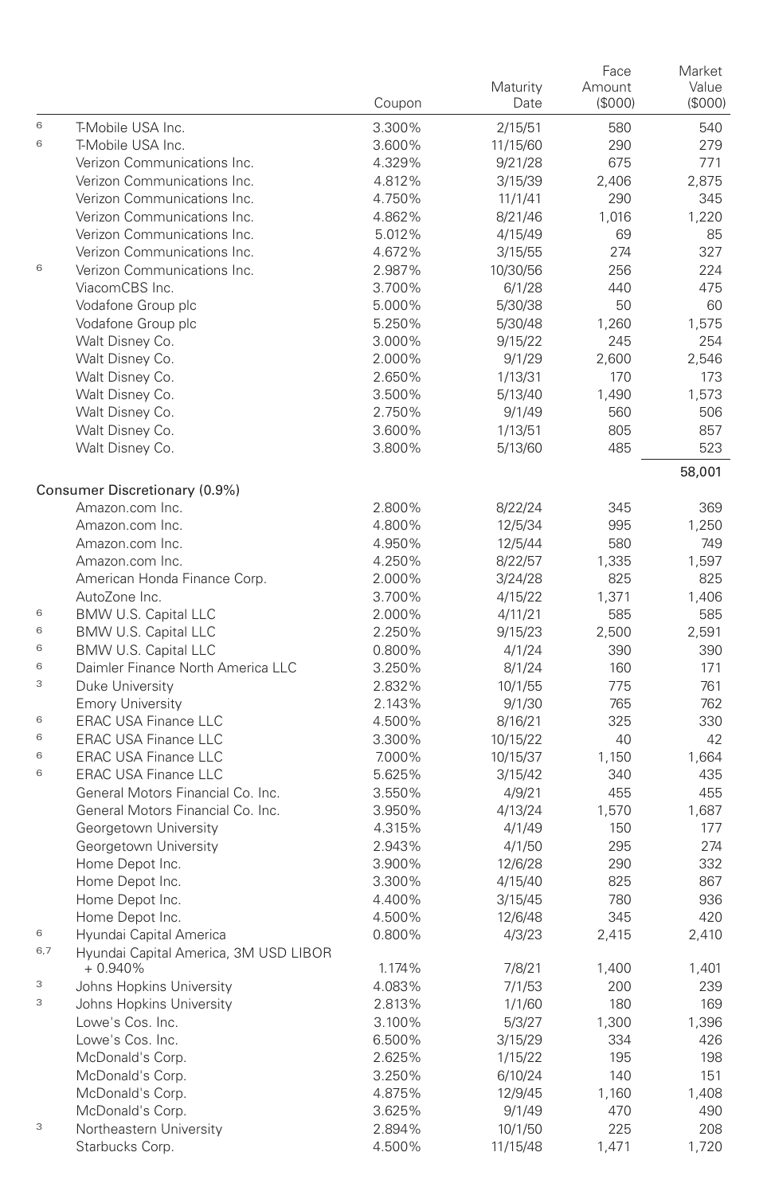| | | Coupon | Maturity Date | Face Amount ($000) | Market Value ($000) |
|---|---|---|---|---|---|
| 6 | T-Mobile USA Inc. | 3.300% | 2/15/51 | 580 | 540 |
| 6 | T-Mobile USA Inc. | 3.600% | 11/15/60 | 290 | 279 |
| | Verizon Communications Inc. | 4.329% | 9/21/28 | 675 | 771 |
| | Verizon Communications Inc. | 4.812% | 3/15/39 | 2,406 | 2,875 |
| | Verizon Communications Inc. | 4.750% | 11/1/41 | 290 | 345 |
| | Verizon Communications Inc. | 4.862% | 8/21/46 | 1,016 | 1,220 |
| | Verizon Communications Inc. | 5.012% | 4/15/49 | 69 | 85 |
| | Verizon Communications Inc. | 4.672% | 3/15/55 | 274 | 327 |
| 6 | Verizon Communications Inc. | 2.987% | 10/30/56 | 256 | 224 |
| | ViacomCBS Inc. | 3.700% | 6/1/28 | 440 | 475 |
| | Vodafone Group plc | 5.000% | 5/30/38 | 50 | 60 |
| | Vodafone Group plc | 5.250% | 5/30/48 | 1,260 | 1,575 |
| | Walt Disney Co. | 3.000% | 9/15/22 | 245 | 254 |
| | Walt Disney Co. | 2.000% | 9/1/29 | 2,600 | 2,546 |
| | Walt Disney Co. | 2.650% | 1/13/31 | 170 | 173 |
| | Walt Disney Co. | 3.500% | 5/13/40 | 1,490 | 1,573 |
| | Walt Disney Co. | 2.750% | 9/1/49 | 560 | 506 |
| | Walt Disney Co. | 3.600% | 1/13/51 | 805 | 857 |
| | Walt Disney Co. | 3.800% | 5/13/60 | 485 | 523 |
| | | | | | 58,001 |
| Consumer Discretionary (0.9%) | | | | | |
| | Amazon.com Inc. | 2.800% | 8/22/24 | 345 | 369 |
| | Amazon.com Inc. | 4.800% | 12/5/34 | 995 | 1,250 |
| | Amazon.com Inc. | 4.950% | 12/5/44 | 580 | 749 |
| | Amazon.com Inc. | 4.250% | 8/22/57 | 1,335 | 1,597 |
| | American Honda Finance Corp. | 2.000% | 3/24/28 | 825 | 825 |
| | AutoZone Inc. | 3.700% | 4/15/22 | 1,371 | 1,406 |
| 6 | BMW U.S. Capital LLC | 2.000% | 4/11/21 | 585 | 585 |
| 6 | BMW U.S. Capital LLC | 2.250% | 9/15/23 | 2,500 | 2,591 |
| 6 | BMW U.S. Capital LLC | 0.800% | 4/1/24 | 390 | 390 |
| 6 | Daimler Finance North America LLC | 3.250% | 8/1/24 | 160 | 171 |
| 3 | Duke University | 2.832% | 10/1/55 | 775 | 761 |
| | Emory University | 2.143% | 9/1/30 | 765 | 762 |
| 6 | ERAC USA Finance LLC | 4.500% | 8/16/21 | 325 | 330 |
| 6 | ERAC USA Finance LLC | 3.300% | 10/15/22 | 40 | 42 |
| 6 | ERAC USA Finance LLC | 7.000% | 10/15/37 | 1,150 | 1,664 |
| 6 | ERAC USA Finance LLC | 5.625% | 3/15/42 | 340 | 435 |
| | General Motors Financial Co. Inc. | 3.550% | 4/9/21 | 455 | 455 |
| | General Motors Financial Co. Inc. | 3.950% | 4/13/24 | 1,570 | 1,687 |
| | Georgetown University | 4.315% | 4/1/49 | 150 | 177 |
| | Georgetown University | 2.943% | 4/1/50 | 295 | 274 |
| | Home Depot Inc. | 3.900% | 12/6/28 | 290 | 332 |
| | Home Depot Inc. | 3.300% | 4/15/40 | 825 | 867 |
| | Home Depot Inc. | 4.400% | 3/15/45 | 780 | 936 |
| | Home Depot Inc. | 4.500% | 12/6/48 | 345 | 420 |
| 6 | Hyundai Capital America | 0.800% | 4/3/23 | 2,415 | 2,410 |
| 6,7 | Hyundai Capital America, 3M USD LIBOR + 0.940% | 1.174% | 7/8/21 | 1,400 | 1,401 |
| 3 | Johns Hopkins University | 4.083% | 7/1/53 | 200 | 239 |
| 3 | Johns Hopkins University | 2.813% | 1/1/60 | 180 | 169 |
| | Lowe's Cos. Inc. | 3.100% | 5/3/27 | 1,300 | 1,396 |
| | Lowe's Cos. Inc. | 6.500% | 3/15/29 | 334 | 426 |
| | McDonald's Corp. | 2.625% | 1/15/22 | 195 | 198 |
| | McDonald's Corp. | 3.250% | 6/10/24 | 140 | 151 |
| | McDonald's Corp. | 4.875% | 12/9/45 | 1,160 | 1,408 |
| | McDonald's Corp. | 3.625% | 9/1/49 | 470 | 490 |
| 3 | Northeastern University | 2.894% | 10/1/50 | 225 | 208 |
| | Starbucks Corp. | 4.500% | 11/15/48 | 1,471 | 1,720 |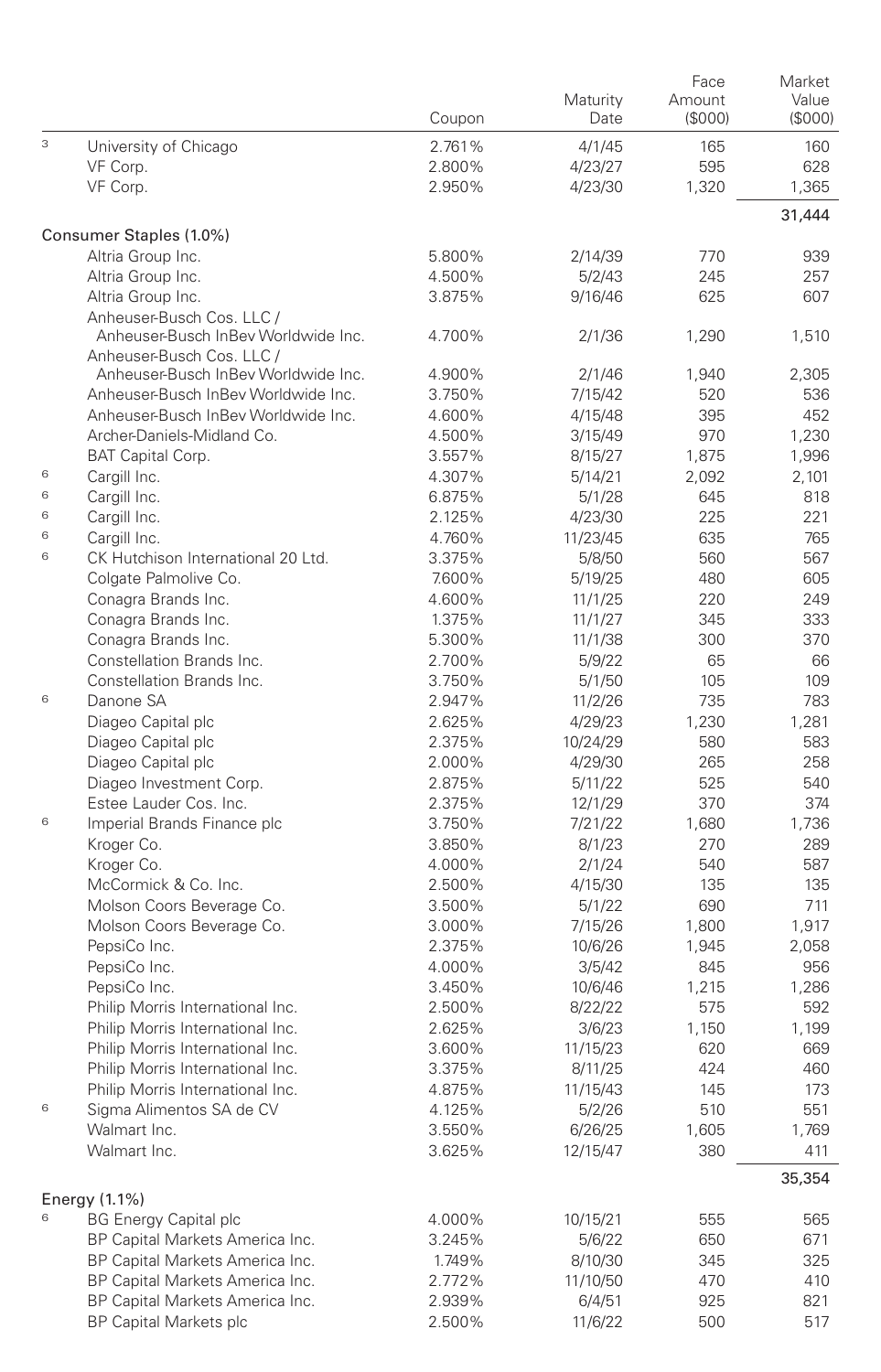| | | Coupon | Maturity Date | Face Amount ($000) | Market Value ($000) |
|---|---|---|---|---|---|
| 3 | University of Chicago | 2.761% | 4/1/45 | 165 | 160 |
| | VF Corp. | 2.800% | 4/23/27 | 595 | 628 |
| | VF Corp. | 2.950% | 4/23/30 | 1,320 | 1,365 |
| | | | | | 31,444 |
| Consumer Staples (1.0%) | | | | | |
| | Altria Group Inc. | 5.800% | 2/14/39 | 770 | 939 |
| | Altria Group Inc. | 4.500% | 5/2/43 | 245 | 257 |
| | Altria Group Inc. | 3.875% | 9/16/46 | 625 | 607 |
| | Anheuser-Busch Cos. LLC / Anheuser-Busch InBev Worldwide Inc. | 4.700% | 2/1/36 | 1,290 | 1,510 |
| | Anheuser-Busch Cos. LLC / Anheuser-Busch InBev Worldwide Inc. | 4.900% | 2/1/46 | 1,940 | 2,305 |
| | Anheuser-Busch InBev Worldwide Inc. | 3.750% | 7/15/42 | 520 | 536 |
| | Anheuser-Busch InBev Worldwide Inc. | 4.600% | 4/15/48 | 395 | 452 |
| | Archer-Daniels-Midland Co. | 4.500% | 3/15/49 | 970 | 1,230 |
| | BAT Capital Corp. | 3.557% | 8/15/27 | 1,875 | 1,996 |
| 6 | Cargill Inc. | 4.307% | 5/14/21 | 2,092 | 2,101 |
| 6 | Cargill Inc. | 6.875% | 5/1/28 | 645 | 818 |
| 6 | Cargill Inc. | 2.125% | 4/23/30 | 225 | 221 |
| 6 | Cargill Inc. | 4.760% | 11/23/45 | 635 | 765 |
| 6 | CK Hutchison International 20 Ltd. | 3.375% | 5/8/50 | 560 | 567 |
| | Colgate Palmolive Co. | 7.600% | 5/19/25 | 480 | 605 |
| | Conagra Brands Inc. | 4.600% | 11/1/25 | 220 | 249 |
| | Conagra Brands Inc. | 1.375% | 11/1/27 | 345 | 333 |
| | Conagra Brands Inc. | 5.300% | 11/1/38 | 300 | 370 |
| | Constellation Brands Inc. | 2.700% | 5/9/22 | 65 | 66 |
| | Constellation Brands Inc. | 3.750% | 5/1/50 | 105 | 109 |
| 6 | Danone SA | 2.947% | 11/2/26 | 735 | 783 |
| | Diageo Capital plc | 2.625% | 4/29/23 | 1,230 | 1,281 |
| | Diageo Capital plc | 2.375% | 10/24/29 | 580 | 583 |
| | Diageo Capital plc | 2.000% | 4/29/30 | 265 | 258 |
| | Diageo Investment Corp. | 2.875% | 5/11/22 | 525 | 540 |
| | Estee Lauder Cos. Inc. | 2.375% | 12/1/29 | 370 | 374 |
| 6 | Imperial Brands Finance plc | 3.750% | 7/21/22 | 1,680 | 1,736 |
| | Kroger Co. | 3.850% | 8/1/23 | 270 | 289 |
| | Kroger Co. | 4.000% | 2/1/24 | 540 | 587 |
| | McCormick & Co. Inc. | 2.500% | 4/15/30 | 135 | 135 |
| | Molson Coors Beverage Co. | 3.500% | 5/1/22 | 690 | 711 |
| | Molson Coors Beverage Co. | 3.000% | 7/15/26 | 1,800 | 1,917 |
| | PepsiCo Inc. | 2.375% | 10/6/26 | 1,945 | 2,058 |
| | PepsiCo Inc. | 4.000% | 3/5/42 | 845 | 956 |
| | PepsiCo Inc. | 3.450% | 10/6/46 | 1,215 | 1,286 |
| | Philip Morris International Inc. | 2.500% | 8/22/22 | 575 | 592 |
| | Philip Morris International Inc. | 2.625% | 3/6/23 | 1,150 | 1,199 |
| | Philip Morris International Inc. | 3.600% | 11/15/23 | 620 | 669 |
| | Philip Morris International Inc. | 3.375% | 8/11/25 | 424 | 460 |
| | Philip Morris International Inc. | 4.875% | 11/15/43 | 145 | 173 |
| 6 | Sigma Alimentos SA de CV | 4.125% | 5/2/26 | 510 | 551 |
| | Walmart Inc. | 3.550% | 6/26/25 | 1,605 | 1,769 |
| | Walmart Inc. | 3.625% | 12/15/47 | 380 | 411 |
| | | | | | 35,354 |
| Energy (1.1%) | | | | | |
| 6 | BG Energy Capital plc | 4.000% | 10/15/21 | 555 | 565 |
| | BP Capital Markets America Inc. | 3.245% | 5/6/22 | 650 | 671 |
| | BP Capital Markets America Inc. | 1.749% | 8/10/30 | 345 | 325 |
| | BP Capital Markets America Inc. | 2.772% | 11/10/50 | 470 | 410 |
| | BP Capital Markets America Inc. | 2.939% | 6/4/51 | 925 | 821 |
| | BP Capital Markets plc | 2.500% | 11/6/22 | 500 | 517 |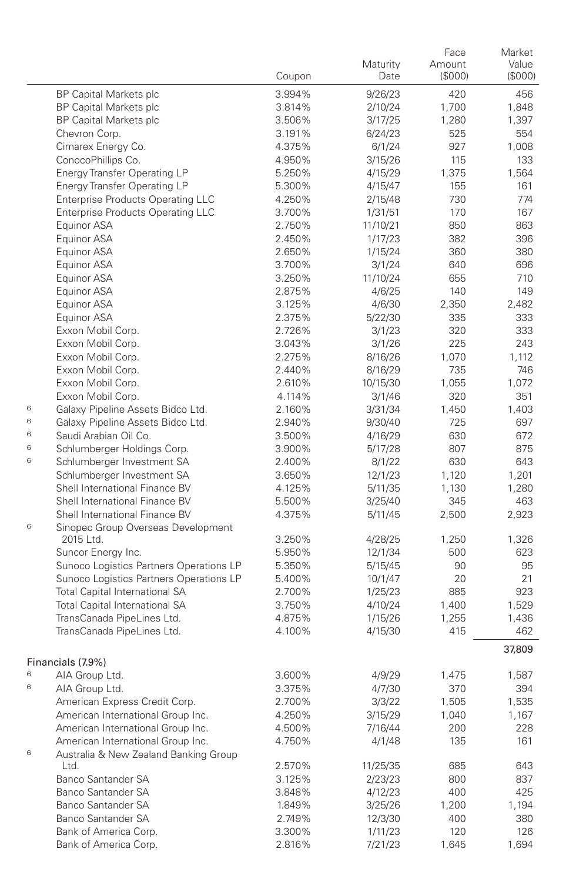| | | Coupon | Maturity Date | Face Amount ($000) | Market Value ($000) |
|---|---|---|---|---|---|
| | BP Capital Markets plc | 3.994% | 9/26/23 | 420 | 456 |
| | BP Capital Markets plc | 3.814% | 2/10/24 | 1,700 | 1,848 |
| | BP Capital Markets plc | 3.506% | 3/17/25 | 1,280 | 1,397 |
| | Chevron Corp. | 3.191% | 6/24/23 | 525 | 554 |
| | Cimarex Energy Co. | 4.375% | 6/1/24 | 927 | 1,008 |
| | ConocoPhillips Co. | 4.950% | 3/15/26 | 115 | 133 |
| | Energy Transfer Operating LP | 5.250% | 4/15/29 | 1,375 | 1,564 |
| | Energy Transfer Operating LP | 5.300% | 4/15/47 | 155 | 161 |
| | Enterprise Products Operating LLC | 4.250% | 2/15/48 | 730 | 774 |
| | Enterprise Products Operating LLC | 3.700% | 1/31/51 | 170 | 167 |
| | Equinor ASA | 2.750% | 11/10/21 | 850 | 863 |
| | Equinor ASA | 2.450% | 1/17/23 | 382 | 396 |
| | Equinor ASA | 2.650% | 1/15/24 | 360 | 380 |
| | Equinor ASA | 3.700% | 3/1/24 | 640 | 696 |
| | Equinor ASA | 3.250% | 11/10/24 | 655 | 710 |
| | Equinor ASA | 2.875% | 4/6/25 | 140 | 149 |
| | Equinor ASA | 3.125% | 4/6/30 | 2,350 | 2,482 |
| | Equinor ASA | 2.375% | 5/22/30 | 335 | 333 |
| | Exxon Mobil Corp. | 2.726% | 3/1/23 | 320 | 333 |
| | Exxon Mobil Corp. | 3.043% | 3/1/26 | 225 | 243 |
| | Exxon Mobil Corp. | 2.275% | 8/16/26 | 1,070 | 1,112 |
| | Exxon Mobil Corp. | 2.440% | 8/16/29 | 735 | 746 |
| | Exxon Mobil Corp. | 2.610% | 10/15/30 | 1,055 | 1,072 |
| | Exxon Mobil Corp. | 4.114% | 3/1/46 | 320 | 351 |
| 6 | Galaxy Pipeline Assets Bidco Ltd. | 2.160% | 3/31/34 | 1,450 | 1,403 |
| 6 | Galaxy Pipeline Assets Bidco Ltd. | 2.940% | 9/30/40 | 725 | 697 |
| 6 | Saudi Arabian Oil Co. | 3.500% | 4/16/29 | 630 | 672 |
| 6 | Schlumberger Holdings Corp. | 3.900% | 5/17/28 | 807 | 875 |
| 6 | Schlumberger Investment SA | 2.400% | 8/1/22 | 630 | 643 |
| | Schlumberger Investment SA | 3.650% | 12/1/23 | 1,120 | 1,201 |
| | Shell International Finance BV | 4.125% | 5/11/35 | 1,130 | 1,280 |
| | Shell International Finance BV | 5.500% | 3/25/40 | 345 | 463 |
| | Shell International Finance BV | 4.375% | 5/11/45 | 2,500 | 2,923 |
| 6 | Sinopec Group Overseas Development 2015 Ltd. | 3.250% | 4/28/25 | 1,250 | 1,326 |
| | Suncor Energy Inc. | 5.950% | 12/1/34 | 500 | 623 |
| | Sunoco Logistics Partners Operations LP | 5.350% | 5/15/45 | 90 | 95 |
| | Sunoco Logistics Partners Operations LP | 5.400% | 10/1/47 | 20 | 21 |
| | Total Capital International SA | 2.700% | 1/25/23 | 885 | 923 |
| | Total Capital International SA | 3.750% | 4/10/24 | 1,400 | 1,529 |
| | TransCanada PipeLines Ltd. | 4.875% | 1/15/26 | 1,255 | 1,436 |
| | TransCanada PipeLines Ltd. | 4.100% | 4/15/30 | 415 | 462 |
| | | | | | 37,809 |
| Financials (7.9%) | | | | | |
| 6 | AIA Group Ltd. | 3.600% | 4/9/29 | 1,475 | 1,587 |
| 6 | AIA Group Ltd. | 3.375% | 4/7/30 | 370 | 394 |
| | American Express Credit Corp. | 2.700% | 3/3/22 | 1,505 | 1,535 |
| | American International Group Inc. | 4.250% | 3/15/29 | 1,040 | 1,167 |
| | American International Group Inc. | 4.500% | 7/16/44 | 200 | 228 |
| | American International Group Inc. | 4.750% | 4/1/48 | 135 | 161 |
| 6 | Australia & New Zealand Banking Group Ltd. | 2.570% | 11/25/35 | 685 | 643 |
| | Banco Santander SA | 3.125% | 2/23/23 | 800 | 837 |
| | Banco Santander SA | 3.848% | 4/12/23 | 400 | 425 |
| | Banco Santander SA | 1.849% | 3/25/26 | 1,200 | 1,194 |
| | Banco Santander SA | 2.749% | 12/3/30 | 400 | 380 |
| | Bank of America Corp. | 3.300% | 1/11/23 | 120 | 126 |
| | Bank of America Corp. | 2.816% | 7/21/23 | 1,645 | 1,694 |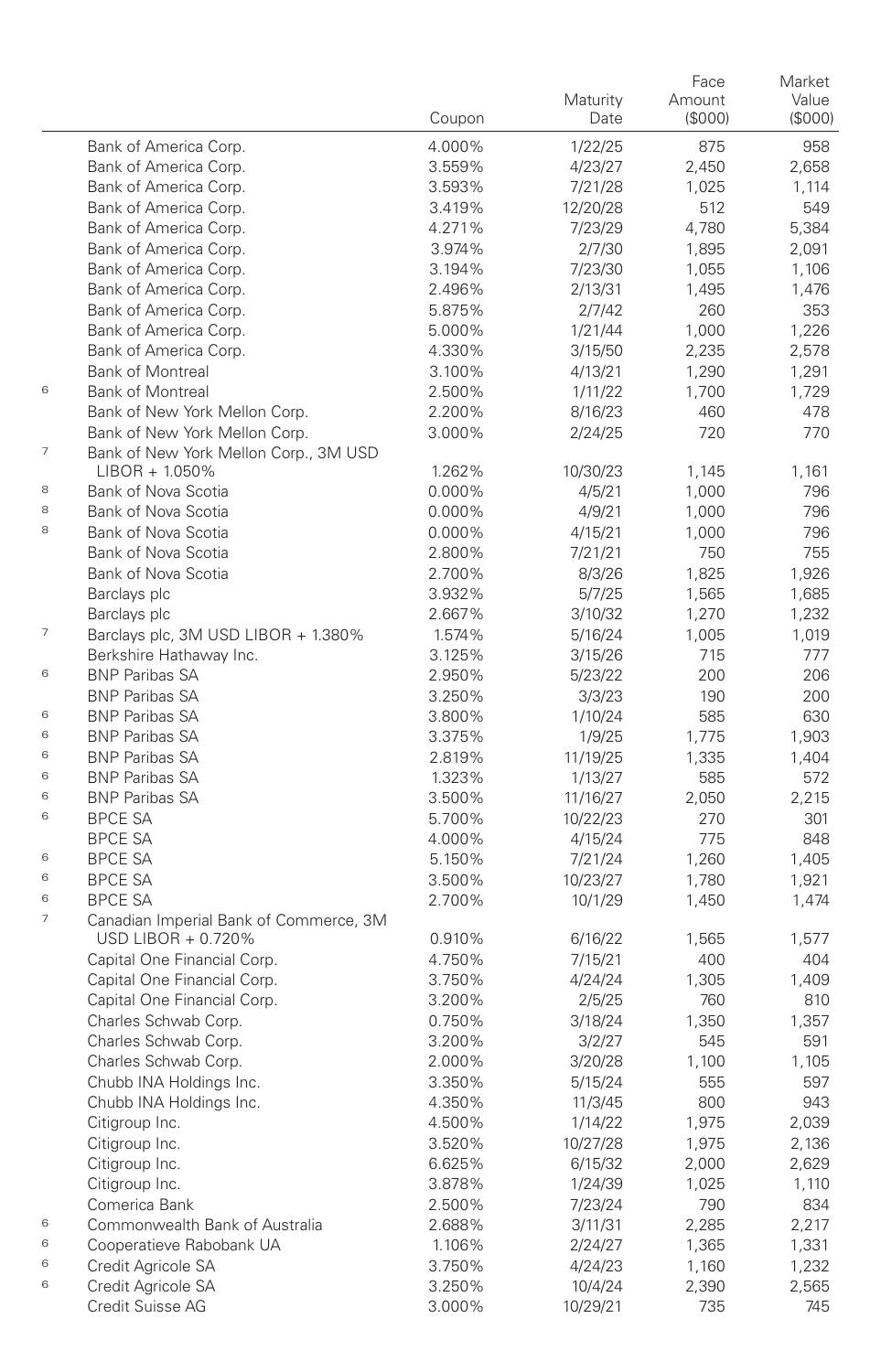| | | Coupon | Maturity Date | Face Amount ($000) | Market Value ($000) |
|---|---|---|---|---|---|
| | Bank of America Corp. | 4.000% | 1/22/25 | 875 | 958 |
| | Bank of America Corp. | 3.559% | 4/23/27 | 2,450 | 2,658 |
| | Bank of America Corp. | 3.593% | 7/21/28 | 1,025 | 1,114 |
| | Bank of America Corp. | 3.419% | 12/20/28 | 512 | 549 |
| | Bank of America Corp. | 4.271% | 7/23/29 | 4,780 | 5,384 |
| | Bank of America Corp. | 3.974% | 2/7/30 | 1,895 | 2,091 |
| | Bank of America Corp. | 3.194% | 7/23/30 | 1,055 | 1,106 |
| | Bank of America Corp. | 2.496% | 2/13/31 | 1,495 | 1,476 |
| | Bank of America Corp. | 5.875% | 2/7/42 | 260 | 353 |
| | Bank of America Corp. | 5.000% | 1/21/44 | 1,000 | 1,226 |
| | Bank of America Corp. | 4.330% | 3/15/50 | 2,235 | 2,578 |
| | Bank of Montreal | 3.100% | 4/13/21 | 1,290 | 1,291 |
| 6 | Bank of Montreal | 2.500% | 1/11/22 | 1,700 | 1,729 |
| | Bank of New York Mellon Corp. | 2.200% | 8/16/23 | 460 | 478 |
| | Bank of New York Mellon Corp. | 3.000% | 2/24/25 | 720 | 770 |
| 7 | Bank of New York Mellon Corp., 3M USD LIBOR + 1.050% | 1.262% | 10/30/23 | 1,145 | 1,161 |
| 8 | Bank of Nova Scotia | 0.000% | 4/5/21 | 1,000 | 796 |
| 8 | Bank of Nova Scotia | 0.000% | 4/9/21 | 1,000 | 796 |
| 8 | Bank of Nova Scotia | 0.000% | 4/15/21 | 1,000 | 796 |
| | Bank of Nova Scotia | 2.800% | 7/21/21 | 750 | 755 |
| | Bank of Nova Scotia | 2.700% | 8/3/26 | 1,825 | 1,926 |
| | Barclays plc | 3.932% | 5/7/25 | 1,565 | 1,685 |
| | Barclays plc | 2.667% | 3/10/32 | 1,270 | 1,232 |
| 7 | Barclays plc, 3M USD LIBOR + 1.380% | 1.574% | 5/16/24 | 1,005 | 1,019 |
| | Berkshire Hathaway Inc. | 3.125% | 3/15/26 | 715 | 777 |
| 6 | BNP Paribas SA | 2.950% | 5/23/22 | 200 | 206 |
| | BNP Paribas SA | 3.250% | 3/3/23 | 190 | 200 |
| 6 | BNP Paribas SA | 3.800% | 1/10/24 | 585 | 630 |
| 6 | BNP Paribas SA | 3.375% | 1/9/25 | 1,775 | 1,903 |
| 6 | BNP Paribas SA | 2.819% | 11/19/25 | 1,335 | 1,404 |
| 6 | BNP Paribas SA | 1.323% | 1/13/27 | 585 | 572 |
| 6 | BNP Paribas SA | 3.500% | 11/16/27 | 2,050 | 2,215 |
| 6 | BPCE SA | 5.700% | 10/22/23 | 270 | 301 |
| | BPCE SA | 4.000% | 4/15/24 | 775 | 848 |
| 6 | BPCE SA | 5.150% | 7/21/24 | 1,260 | 1,405 |
| 6 | BPCE SA | 3.500% | 10/23/27 | 1,780 | 1,921 |
| 6 | BPCE SA | 2.700% | 10/1/29 | 1,450 | 1,474 |
| 7 | Canadian Imperial Bank of Commerce, 3M USD LIBOR + 0.720% | 0.910% | 6/16/22 | 1,565 | 1,577 |
| | Capital One Financial Corp. | 4.750% | 7/15/21 | 400 | 404 |
| | Capital One Financial Corp. | 3.750% | 4/24/24 | 1,305 | 1,409 |
| | Capital One Financial Corp. | 3.200% | 2/5/25 | 760 | 810 |
| | Charles Schwab Corp. | 0.750% | 3/18/24 | 1,350 | 1,357 |
| | Charles Schwab Corp. | 3.200% | 3/2/27 | 545 | 591 |
| | Charles Schwab Corp. | 2.000% | 3/20/28 | 1,100 | 1,105 |
| | Chubb INA Holdings Inc. | 3.350% | 5/15/24 | 555 | 597 |
| | Chubb INA Holdings Inc. | 4.350% | 11/3/45 | 800 | 943 |
| | Citigroup Inc. | 4.500% | 1/14/22 | 1,975 | 2,039 |
| | Citigroup Inc. | 3.520% | 10/27/28 | 1,975 | 2,136 |
| | Citigroup Inc. | 6.625% | 6/15/32 | 2,000 | 2,629 |
| | Citigroup Inc. | 3.878% | 1/24/39 | 1,025 | 1,110 |
| | Comerica Bank | 2.500% | 7/23/24 | 790 | 834 |
| 6 | Commonwealth Bank of Australia | 2.688% | 3/11/31 | 2,285 | 2,217 |
| 6 | Cooperatieve Rabobank UA | 1.106% | 2/24/27 | 1,365 | 1,331 |
| 6 | Credit Agricole SA | 3.750% | 4/24/23 | 1,160 | 1,232 |
| 6 | Credit Agricole SA | 3.250% | 10/4/24 | 2,390 | 2,565 |
| | Credit Suisse AG | 3.000% | 10/29/21 | 735 | 745 |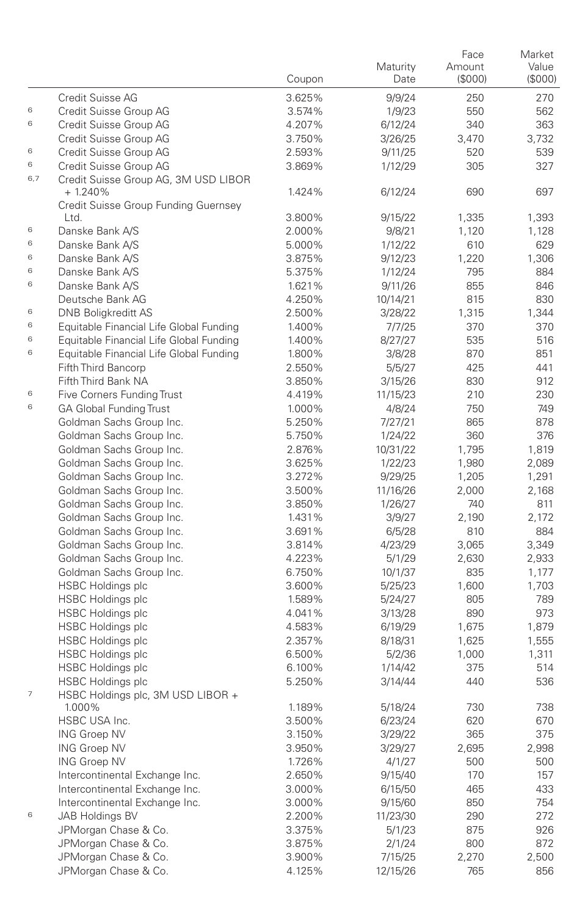| | | Coupon | Maturity Date | Face Amount ($000) | Market Value ($000) |
|---|---|---|---|---|---|
| | Credit Suisse AG | 3.625% | 9/9/24 | 250 | 270 |
| 6 | Credit Suisse Group AG | 3.574% | 1/9/23 | 550 | 562 |
| 6 | Credit Suisse Group AG | 4.207% | 6/12/24 | 340 | 363 |
| | Credit Suisse Group AG | 3.750% | 3/26/25 | 3,470 | 3,732 |
| 6 | Credit Suisse Group AG | 2.593% | 9/11/25 | 520 | 539 |
| 6 | Credit Suisse Group AG | 3.869% | 1/12/29 | 305 | 327 |
| 6,7 | Credit Suisse Group AG, 3M USD LIBOR + 1.240% | 1.424% | 6/12/24 | 690 | 697 |
| | Credit Suisse Group Funding Guernsey Ltd. | 3.800% | 9/15/22 | 1,335 | 1,393 |
| 6 | Danske Bank A/S | 2.000% | 9/8/21 | 1,120 | 1,128 |
| 6 | Danske Bank A/S | 5.000% | 1/12/22 | 610 | 629 |
| 6 | Danske Bank A/S | 3.875% | 9/12/23 | 1,220 | 1,306 |
| 6 | Danske Bank A/S | 5.375% | 1/12/24 | 795 | 884 |
| 6 | Danske Bank A/S | 1.621% | 9/11/26 | 855 | 846 |
| | Deutsche Bank AG | 4.250% | 10/14/21 | 815 | 830 |
| 6 | DNB Boligkreditt AS | 2.500% | 3/28/22 | 1,315 | 1,344 |
| 6 | Equitable Financial Life Global Funding | 1.400% | 7/7/25 | 370 | 370 |
| 6 | Equitable Financial Life Global Funding | 1.400% | 8/27/27 | 535 | 516 |
| 6 | Equitable Financial Life Global Funding | 1.800% | 3/8/28 | 870 | 851 |
| | Fifth Third Bancorp | 2.550% | 5/5/27 | 425 | 441 |
| | Fifth Third Bank NA | 3.850% | 3/15/26 | 830 | 912 |
| 6 | Five Corners Funding Trust | 4.419% | 11/15/23 | 210 | 230 |
| 6 | GA Global Funding Trust | 1.000% | 4/8/24 | 750 | 749 |
| | Goldman Sachs Group Inc. | 5.250% | 7/27/21 | 865 | 878 |
| | Goldman Sachs Group Inc. | 5.750% | 1/24/22 | 360 | 376 |
| | Goldman Sachs Group Inc. | 2.876% | 10/31/22 | 1,795 | 1,819 |
| | Goldman Sachs Group Inc. | 3.625% | 1/22/23 | 1,980 | 2,089 |
| | Goldman Sachs Group Inc. | 3.272% | 9/29/25 | 1,205 | 1,291 |
| | Goldman Sachs Group Inc. | 3.500% | 11/16/26 | 2,000 | 2,168 |
| | Goldman Sachs Group Inc. | 3.850% | 1/26/27 | 740 | 811 |
| | Goldman Sachs Group Inc. | 1.431% | 3/9/27 | 2,190 | 2,172 |
| | Goldman Sachs Group Inc. | 3.691% | 6/5/28 | 810 | 884 |
| | Goldman Sachs Group Inc. | 3.814% | 4/23/29 | 3,065 | 3,349 |
| | Goldman Sachs Group Inc. | 4.223% | 5/1/29 | 2,630 | 2,933 |
| | Goldman Sachs Group Inc. | 6.750% | 10/1/37 | 835 | 1,177 |
| | HSBC Holdings plc | 3.600% | 5/25/23 | 1,600 | 1,703 |
| | HSBC Holdings plc | 1.589% | 5/24/27 | 805 | 789 |
| | HSBC Holdings plc | 4.041% | 3/13/28 | 890 | 973 |
| | HSBC Holdings plc | 4.583% | 6/19/29 | 1,675 | 1,879 |
| | HSBC Holdings plc | 2.357% | 8/18/31 | 1,625 | 1,555 |
| | HSBC Holdings plc | 6.500% | 5/2/36 | 1,000 | 1,311 |
| | HSBC Holdings plc | 6.100% | 1/14/42 | 375 | 514 |
| | HSBC Holdings plc | 5.250% | 3/14/44 | 440 | 536 |
| 7 | HSBC Holdings plc, 3M USD LIBOR + 1.000% | 1.189% | 5/18/24 | 730 | 738 |
| | HSBC USA Inc. | 3.500% | 6/23/24 | 620 | 670 |
| | ING Groep NV | 3.150% | 3/29/22 | 365 | 375 |
| | ING Groep NV | 3.950% | 3/29/27 | 2,695 | 2,998 |
| | ING Groep NV | 1.726% | 4/1/27 | 500 | 500 |
| | Intercontinental Exchange Inc. | 2.650% | 9/15/40 | 170 | 157 |
| | Intercontinental Exchange Inc. | 3.000% | 6/15/50 | 465 | 433 |
| | Intercontinental Exchange Inc. | 3.000% | 9/15/60 | 850 | 754 |
| 6 | JAB Holdings BV | 2.200% | 11/23/30 | 290 | 272 |
| | JPMorgan Chase & Co. | 3.375% | 5/1/23 | 875 | 926 |
| | JPMorgan Chase & Co. | 3.875% | 2/1/24 | 800 | 872 |
| | JPMorgan Chase & Co. | 3.900% | 7/15/25 | 2,270 | 2,500 |
| | JPMorgan Chase & Co. | 4.125% | 12/15/26 | 765 | 856 |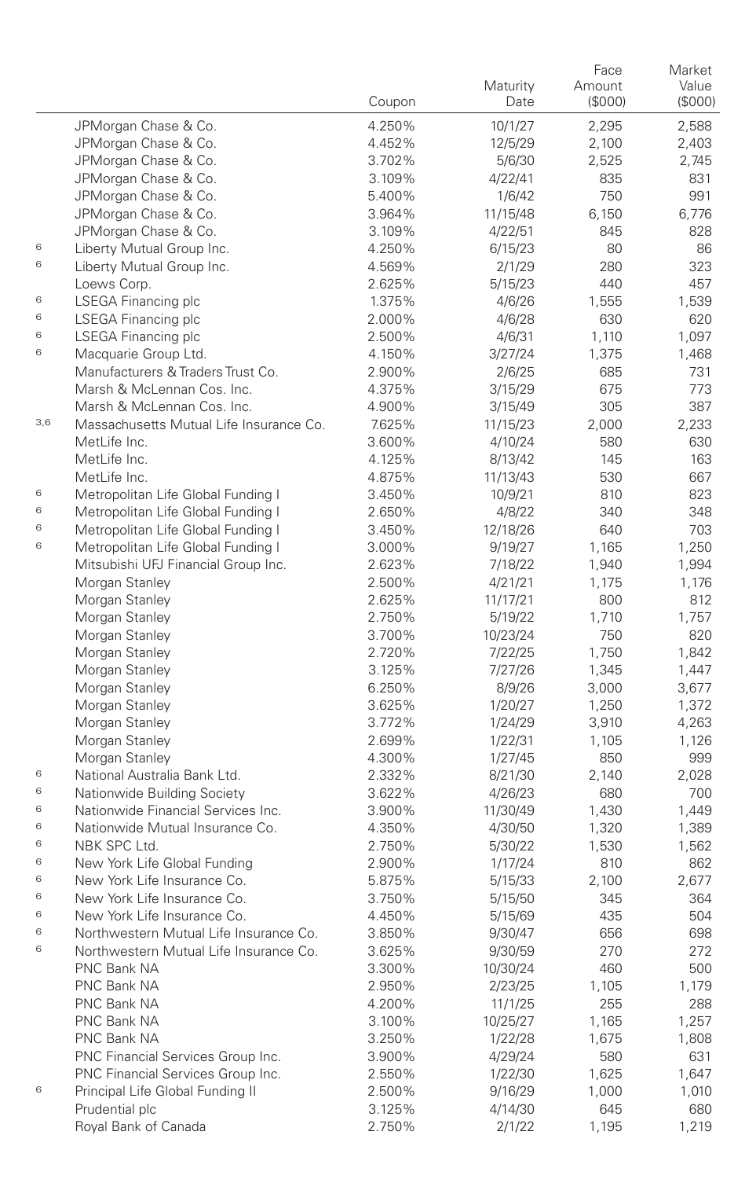| | | Coupon | Maturity Date | Face Amount ($000) | Market Value ($000) |
|---|---|---|---|---|---|
| | JPMorgan Chase & Co. | 4.250% | 10/1/27 | 2,295 | 2,588 |
| | JPMorgan Chase & Co. | 4.452% | 12/5/29 | 2,100 | 2,403 |
| | JPMorgan Chase & Co. | 3.702% | 5/6/30 | 2,525 | 2,745 |
| | JPMorgan Chase & Co. | 3.109% | 4/22/41 | 835 | 831 |
| | JPMorgan Chase & Co. | 5.400% | 1/6/42 | 750 | 991 |
| | JPMorgan Chase & Co. | 3.964% | 11/15/48 | 6,150 | 6,776 |
| | JPMorgan Chase & Co. | 3.109% | 4/22/51 | 845 | 828 |
| 6 | Liberty Mutual Group Inc. | 4.250% | 6/15/23 | 80 | 86 |
| 6 | Liberty Mutual Group Inc. | 4.569% | 2/1/29 | 280 | 323 |
| | Loews Corp. | 2.625% | 5/15/23 | 440 | 457 |
| 6 | LSEGA Financing plc | 1.375% | 4/6/26 | 1,555 | 1,539 |
| 6 | LSEGA Financing plc | 2.000% | 4/6/28 | 630 | 620 |
| 6 | LSEGA Financing plc | 2.500% | 4/6/31 | 1,110 | 1,097 |
| 6 | Macquarie Group Ltd. | 4.150% | 3/27/24 | 1,375 | 1,468 |
| | Manufacturers & Traders Trust Co. | 2.900% | 2/6/25 | 685 | 731 |
| | Marsh & McLennan Cos. Inc. | 4.375% | 3/15/29 | 675 | 773 |
| | Marsh & McLennan Cos. Inc. | 4.900% | 3/15/49 | 305 | 387 |
| 3,6 | Massachusetts Mutual Life Insurance Co. | 7.625% | 11/15/23 | 2,000 | 2,233 |
| | MetLife Inc. | 3.600% | 4/10/24 | 580 | 630 |
| | MetLife Inc. | 4.125% | 8/13/42 | 145 | 163 |
| | MetLife Inc. | 4.875% | 11/13/43 | 530 | 667 |
| 6 | Metropolitan Life Global Funding I | 3.450% | 10/9/21 | 810 | 823 |
| 6 | Metropolitan Life Global Funding I | 2.650% | 4/8/22 | 340 | 348 |
| 6 | Metropolitan Life Global Funding I | 3.450% | 12/18/26 | 640 | 703 |
| 6 | Metropolitan Life Global Funding I | 3.000% | 9/19/27 | 1,165 | 1,250 |
| | Mitsubishi UFJ Financial Group Inc. | 2.623% | 7/18/22 | 1,940 | 1,994 |
| | Morgan Stanley | 2.500% | 4/21/21 | 1,175 | 1,176 |
| | Morgan Stanley | 2.625% | 11/17/21 | 800 | 812 |
| | Morgan Stanley | 2.750% | 5/19/22 | 1,710 | 1,757 |
| | Morgan Stanley | 3.700% | 10/23/24 | 750 | 820 |
| | Morgan Stanley | 2.720% | 7/22/25 | 1,750 | 1,842 |
| | Morgan Stanley | 3.125% | 7/27/26 | 1,345 | 1,447 |
| | Morgan Stanley | 6.250% | 8/9/26 | 3,000 | 3,677 |
| | Morgan Stanley | 3.625% | 1/20/27 | 1,250 | 1,372 |
| | Morgan Stanley | 3.772% | 1/24/29 | 3,910 | 4,263 |
| | Morgan Stanley | 2.699% | 1/22/31 | 1,105 | 1,126 |
| | Morgan Stanley | 4.300% | 1/27/45 | 850 | 999 |
| 6 | National Australia Bank Ltd. | 2.332% | 8/21/30 | 2,140 | 2,028 |
| 6 | Nationwide Building Society | 3.622% | 4/26/23 | 680 | 700 |
| 6 | Nationwide Financial Services Inc. | 3.900% | 11/30/49 | 1,430 | 1,449 |
| 6 | Nationwide Mutual Insurance Co. | 4.350% | 4/30/50 | 1,320 | 1,389 |
| 6 | NBK SPC Ltd. | 2.750% | 5/30/22 | 1,530 | 1,562 |
| 6 | New York Life Global Funding | 2.900% | 1/17/24 | 810 | 862 |
| 6 | New York Life Insurance Co. | 5.875% | 5/15/33 | 2,100 | 2,677 |
| 6 | New York Life Insurance Co. | 3.750% | 5/15/50 | 345 | 364 |
| 6 | New York Life Insurance Co. | 4.450% | 5/15/69 | 435 | 504 |
| 6 | Northwestern Mutual Life Insurance Co. | 3.850% | 9/30/47 | 656 | 698 |
| 6 | Northwestern Mutual Life Insurance Co. | 3.625% | 9/30/59 | 270 | 272 |
| | PNC Bank NA | 3.300% | 10/30/24 | 460 | 500 |
| | PNC Bank NA | 2.950% | 2/23/25 | 1,105 | 1,179 |
| | PNC Bank NA | 4.200% | 11/1/25 | 255 | 288 |
| | PNC Bank NA | 3.100% | 10/25/27 | 1,165 | 1,257 |
| | PNC Bank NA | 3.250% | 1/22/28 | 1,675 | 1,808 |
| | PNC Financial Services Group Inc. | 3.900% | 4/29/24 | 580 | 631 |
| | PNC Financial Services Group Inc. | 2.550% | 1/22/30 | 1,625 | 1,647 |
| 6 | Principal Life Global Funding II | 2.500% | 9/16/29 | 1,000 | 1,010 |
| | Prudential plc | 3.125% | 4/14/30 | 645 | 680 |
| | Royal Bank of Canada | 2.750% | 2/1/22 | 1,195 | 1,219 |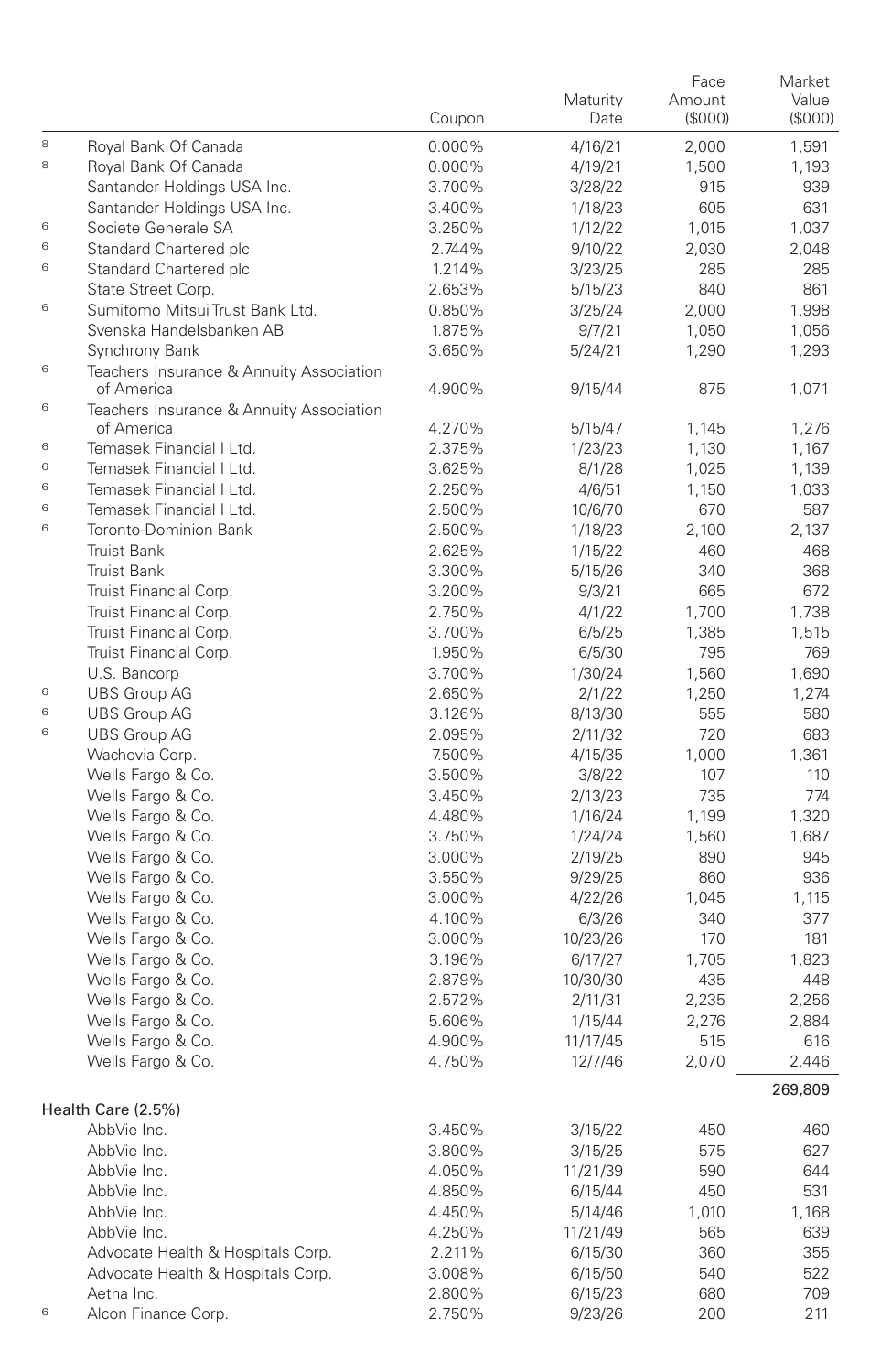| | | Coupon | Maturity Date | Face Amount ($000) | Market Value ($000) |
|---|---|---|---|---|---|
| 8 | Royal Bank Of Canada | 0.000% | 4/16/21 | 2,000 | 1,591 |
| 8 | Royal Bank Of Canada | 0.000% | 4/19/21 | 1,500 | 1,193 |
| | Santander Holdings USA Inc. | 3.700% | 3/28/22 | 915 | 939 |
| | Santander Holdings USA Inc. | 3.400% | 1/18/23 | 605 | 631 |
| 6 | Societe Generale SA | 3.250% | 1/12/22 | 1,015 | 1,037 |
| 6 | Standard Chartered plc | 2.744% | 9/10/22 | 2,030 | 2,048 |
| 6 | Standard Chartered plc | 1.214% | 3/23/25 | 285 | 285 |
| | State Street Corp. | 2.653% | 5/15/23 | 840 | 861 |
| 6 | Sumitomo Mitsui Trust Bank Ltd. | 0.850% | 3/25/24 | 2,000 | 1,998 |
| | Svenska Handelsbanken AB | 1.875% | 9/7/21 | 1,050 | 1,056 |
| | Synchrony Bank | 3.650% | 5/24/21 | 1,290 | 1,293 |
| 6 | Teachers Insurance & Annuity Association of America | 4.900% | 9/15/44 | 875 | 1,071 |
| 6 | Teachers Insurance & Annuity Association of America | 4.270% | 5/15/47 | 1,145 | 1,276 |
| 6 | Temasek Financial I Ltd. | 2.375% | 1/23/23 | 1,130 | 1,167 |
| 6 | Temasek Financial I Ltd. | 3.625% | 8/1/28 | 1,025 | 1,139 |
| 6 | Temasek Financial I Ltd. | 2.250% | 4/6/51 | 1,150 | 1,033 |
| 6 | Temasek Financial I Ltd. | 2.500% | 10/6/70 | 670 | 587 |
| 6 | Toronto-Dominion Bank | 2.500% | 1/18/23 | 2,100 | 2,137 |
| | Truist Bank | 2.625% | 1/15/22 | 460 | 468 |
| | Truist Bank | 3.300% | 5/15/26 | 340 | 368 |
| | Truist Financial Corp. | 3.200% | 9/3/21 | 665 | 672 |
| | Truist Financial Corp. | 2.750% | 4/1/22 | 1,700 | 1,738 |
| | Truist Financial Corp. | 3.700% | 6/5/25 | 1,385 | 1,515 |
| | Truist Financial Corp. | 1.950% | 6/5/30 | 795 | 769 |
| | U.S. Bancorp | 3.700% | 1/30/24 | 1,560 | 1,690 |
| 6 | UBS Group AG | 2.650% | 2/1/22 | 1,250 | 1,274 |
| 6 | UBS Group AG | 3.126% | 8/13/30 | 555 | 580 |
| 6 | UBS Group AG | 2.095% | 2/11/32 | 720 | 683 |
| | Wachovia Corp. | 7.500% | 4/15/35 | 1,000 | 1,361 |
| | Wells Fargo & Co. | 3.500% | 3/8/22 | 107 | 110 |
| | Wells Fargo & Co. | 3.450% | 2/13/23 | 735 | 774 |
| | Wells Fargo & Co. | 4.480% | 1/16/24 | 1,199 | 1,320 |
| | Wells Fargo & Co. | 3.750% | 1/24/24 | 1,560 | 1,687 |
| | Wells Fargo & Co. | 3.000% | 2/19/25 | 890 | 945 |
| | Wells Fargo & Co. | 3.550% | 9/29/25 | 860 | 936 |
| | Wells Fargo & Co. | 3.000% | 4/22/26 | 1,045 | 1,115 |
| | Wells Fargo & Co. | 4.100% | 6/3/26 | 340 | 377 |
| | Wells Fargo & Co. | 3.000% | 10/23/26 | 170 | 181 |
| | Wells Fargo & Co. | 3.196% | 6/17/27 | 1,705 | 1,823 |
| | Wells Fargo & Co. | 2.879% | 10/30/30 | 435 | 448 |
| | Wells Fargo & Co. | 2.572% | 2/11/31 | 2,235 | 2,256 |
| | Wells Fargo & Co. | 5.606% | 1/15/44 | 2,276 | 2,884 |
| | Wells Fargo & Co. | 4.900% | 11/17/45 | 515 | 616 |
| | Wells Fargo & Co. | 4.750% | 12/7/46 | 2,070 | 2,446 |
| | | | | | 269,809 |
| **Health Care (2.5%)** | | | | | |
| | AbbVie Inc. | 3.450% | 3/15/22 | 450 | 460 |
| | AbbVie Inc. | 3.800% | 3/15/25 | 575 | 627 |
| | AbbVie Inc. | 4.050% | 11/21/39 | 590 | 644 |
| | AbbVie Inc. | 4.850% | 6/15/44 | 450 | 531 |
| | AbbVie Inc. | 4.450% | 5/14/46 | 1,010 | 1,168 |
| | AbbVie Inc. | 4.250% | 11/21/49 | 565 | 639 |
| | Advocate Health & Hospitals Corp. | 2.211% | 6/15/30 | 360 | 355 |
| | Advocate Health & Hospitals Corp. | 3.008% | 6/15/50 | 540 | 522 |
| | Aetna Inc. | 2.800% | 6/15/23 | 680 | 709 |
| 6 | Alcon Finance Corp. | 2.750% | 9/23/26 | 200 | 211 |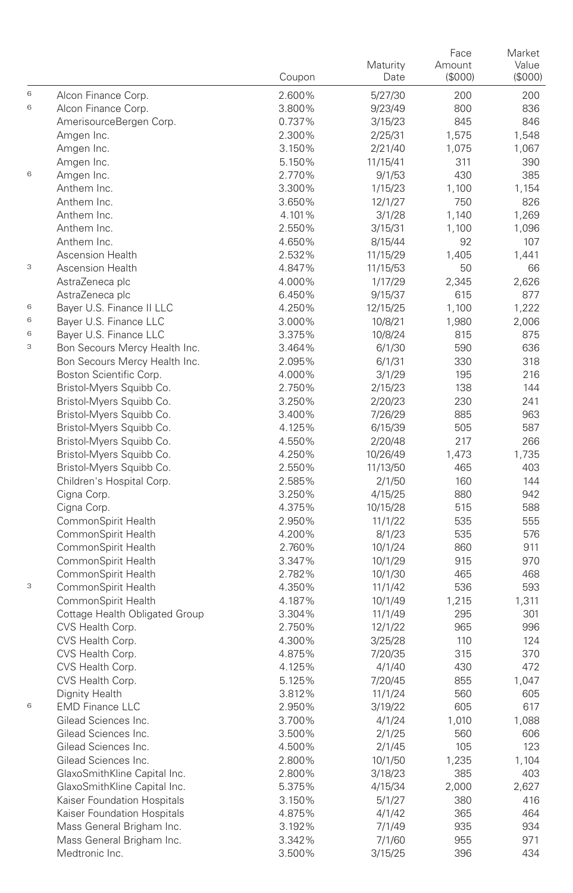| | | Coupon | Maturity Date | Face Amount ($000) | Market Value ($000) |
|---|---|---|---|---|---|
| [6] | Alcon Finance Corp. | 2.600% | 5/27/30 | 200 | 200 |
| [6] | Alcon Finance Corp. | 3.800% | 9/23/49 | 800 | 836 |
| | AmerisourceBergen Corp. | 0.737% | 3/15/23 | 845 | 846 |
| | Amgen Inc. | 2.300% | 2/25/31 | 1,575 | 1,548 |
| | Amgen Inc. | 3.150% | 2/21/40 | 1,075 | 1,067 |
| | Amgen Inc. | 5.150% | 11/15/41 | 311 | 390 |
| [6] | Amgen Inc. | 2.770% | 9/1/53 | 430 | 385 |
| | Anthem Inc. | 3.300% | 1/15/23 | 1,100 | 1,154 |
| | Anthem Inc. | 3.650% | 12/1/27 | 750 | 826 |
| | Anthem Inc. | 4.101% | 3/1/28 | 1,140 | 1,269 |
| | Anthem Inc. | 2.550% | 3/15/31 | 1,100 | 1,096 |
| | Anthem Inc. | 4.650% | 8/15/44 | 92 | 107 |
| | Ascension Health | 2.532% | 11/15/29 | 1,405 | 1,441 |
| [3] | Ascension Health | 4.847% | 11/15/53 | 50 | 66 |
| | AstraZeneca plc | 4.000% | 1/17/29 | 2,345 | 2,626 |
| | AstraZeneca plc | 6.450% | 9/15/37 | 615 | 877 |
| [6] | Bayer U.S. Finance II LLC | 4.250% | 12/15/25 | 1,100 | 1,222 |
| [6] | Bayer U.S. Finance LLC | 3.000% | 10/8/21 | 1,980 | 2,006 |
| [6] | Bayer U.S. Finance LLC | 3.375% | 10/8/24 | 815 | 875 |
| [3] | Bon Secours Mercy Health Inc. | 3.464% | 6/1/30 | 590 | 636 |
| | Bon Secours Mercy Health Inc. | 2.095% | 6/1/31 | 330 | 318 |
| | Boston Scientific Corp. | 4.000% | 3/1/29 | 195 | 216 |
| | Bristol-Myers Squibb Co. | 2.750% | 2/15/23 | 138 | 144 |
| | Bristol-Myers Squibb Co. | 3.250% | 2/20/23 | 230 | 241 |
| | Bristol-Myers Squibb Co. | 3.400% | 7/26/29 | 885 | 963 |
| | Bristol-Myers Squibb Co. | 4.125% | 6/15/39 | 505 | 587 |
| | Bristol-Myers Squibb Co. | 4.550% | 2/20/48 | 217 | 266 |
| | Bristol-Myers Squibb Co. | 4.250% | 10/26/49 | 1,473 | 1,735 |
| | Bristol-Myers Squibb Co. | 2.550% | 11/13/50 | 465 | 403 |
| | Children's Hospital Corp. | 2.585% | 2/1/50 | 160 | 144 |
| | Cigna Corp. | 3.250% | 4/15/25 | 880 | 942 |
| | Cigna Corp. | 4.375% | 10/15/28 | 515 | 588 |
| | CommonSpirit Health | 2.950% | 11/1/22 | 535 | 555 |
| | CommonSpirit Health | 4.200% | 8/1/23 | 535 | 576 |
| | CommonSpirit Health | 2.760% | 10/1/24 | 860 | 911 |
| | CommonSpirit Health | 3.347% | 10/1/29 | 915 | 970 |
| | CommonSpirit Health | 2.782% | 10/1/30 | 465 | 468 |
| [3] | CommonSpirit Health | 4.350% | 11/1/42 | 536 | 593 |
| | CommonSpirit Health | 4.187% | 10/1/49 | 1,215 | 1,311 |
| | Cottage Health Obligated Group | 3.304% | 11/1/49 | 295 | 301 |
| | CVS Health Corp. | 2.750% | 12/1/22 | 965 | 996 |
| | CVS Health Corp. | 4.300% | 3/25/28 | 110 | 124 |
| | CVS Health Corp. | 4.875% | 7/20/35 | 315 | 370 |
| | CVS Health Corp. | 4.125% | 4/1/40 | 430 | 472 |
| | CVS Health Corp. | 5.125% | 7/20/45 | 855 | 1,047 |
| | Dignity Health | 3.812% | 11/1/24 | 560 | 605 |
| [6] | EMD Finance LLC | 2.950% | 3/19/22 | 605 | 617 |
| | Gilead Sciences Inc. | 3.700% | 4/1/24 | 1,010 | 1,088 |
| | Gilead Sciences Inc. | 3.500% | 2/1/25 | 560 | 606 |
| | Gilead Sciences Inc. | 4.500% | 2/1/45 | 105 | 123 |
| | Gilead Sciences Inc. | 2.800% | 10/1/50 | 1,235 | 1,104 |
| | GlaxoSmithKline Capital Inc. | 2.800% | 3/18/23 | 385 | 403 |
| | GlaxoSmithKline Capital Inc. | 5.375% | 4/15/34 | 2,000 | 2,627 |
| | Kaiser Foundation Hospitals | 3.150% | 5/1/27 | 380 | 416 |
| | Kaiser Foundation Hospitals | 4.875% | 4/1/42 | 365 | 464 |
| | Mass General Brigham Inc. | 3.192% | 7/1/49 | 935 | 934 |
| | Mass General Brigham Inc. | 3.342% | 7/1/60 | 955 | 971 |
| | Medtronic Inc. | 3.500% | 3/15/25 | 396 | 434 |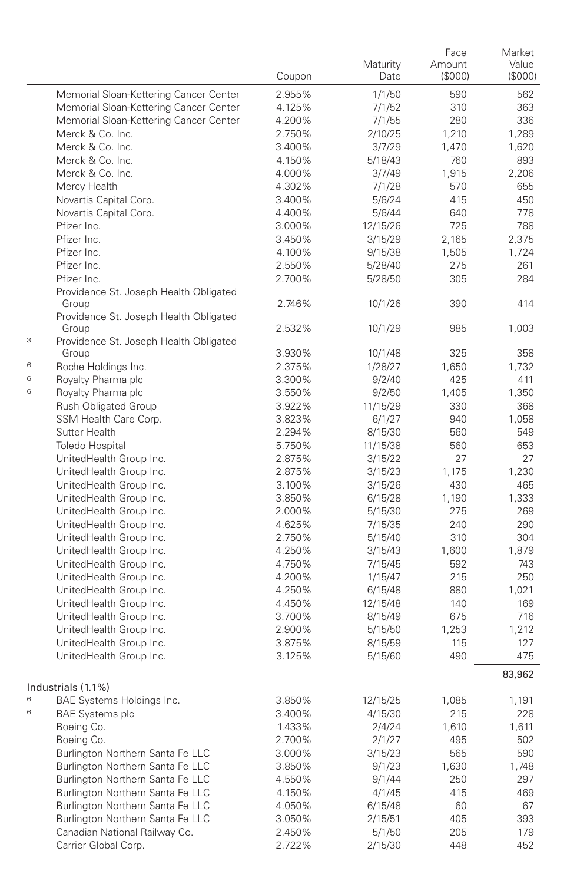| | | Coupon | Maturity Date | Face Amount ($000) | Market Value ($000) |
|---|---|---|---|---|---|
| | Memorial Sloan-Kettering Cancer Center | 2.955% | 1/1/50 | 590 | 562 |
| | Memorial Sloan-Kettering Cancer Center | 4.125% | 7/1/52 | 310 | 363 |
| | Memorial Sloan-Kettering Cancer Center | 4.200% | 7/1/55 | 280 | 336 |
| | Merck & Co. Inc. | 2.750% | 2/10/25 | 1,210 | 1,289 |
| | Merck & Co. Inc. | 3.400% | 3/7/29 | 1,470 | 1,620 |
| | Merck & Co. Inc. | 4.150% | 5/18/43 | 760 | 893 |
| | Merck & Co. Inc. | 4.000% | 3/7/49 | 1,915 | 2,206 |
| | Mercy Health | 4.302% | 7/1/28 | 570 | 655 |
| | Novartis Capital Corp. | 3.400% | 5/6/24 | 415 | 450 |
| | Novartis Capital Corp. | 4.400% | 5/6/44 | 640 | 778 |
| | Pfizer Inc. | 3.000% | 12/15/26 | 725 | 788 |
| | Pfizer Inc. | 3.450% | 3/15/29 | 2,165 | 2,375 |
| | Pfizer Inc. | 4.100% | 9/15/38 | 1,505 | 1,724 |
| | Pfizer Inc. | 2.550% | 5/28/40 | 275 | 261 |
| | Pfizer Inc. | 2.700% | 5/28/50 | 305 | 284 |
| | Providence St. Joseph Health Obligated Group | 2.746% | 10/1/26 | 390 | 414 |
| | Providence St. Joseph Health Obligated Group | 2.532% | 10/1/29 | 985 | 1,003 |
| 3 | Providence St. Joseph Health Obligated Group | 3.930% | 10/1/48 | 325 | 358 |
| 6 | Roche Holdings Inc. | 2.375% | 1/28/27 | 1,650 | 1,732 |
| 6 | Royalty Pharma plc | 3.300% | 9/2/40 | 425 | 411 |
| 6 | Royalty Pharma plc | 3.550% | 9/2/50 | 1,405 | 1,350 |
| | Rush Obligated Group | 3.922% | 11/15/29 | 330 | 368 |
| | SSM Health Care Corp. | 3.823% | 6/1/27 | 940 | 1,058 |
| | Sutter Health | 2.294% | 8/15/30 | 560 | 549 |
| | Toledo Hospital | 5.750% | 11/15/38 | 560 | 653 |
| | UnitedHealth Group Inc. | 2.875% | 3/15/22 | 27 | 27 |
| | UnitedHealth Group Inc. | 2.875% | 3/15/23 | 1,175 | 1,230 |
| | UnitedHealth Group Inc. | 3.100% | 3/15/26 | 430 | 465 |
| | UnitedHealth Group Inc. | 3.850% | 6/15/28 | 1,190 | 1,333 |
| | UnitedHealth Group Inc. | 2.000% | 5/15/30 | 275 | 269 |
| | UnitedHealth Group Inc. | 4.625% | 7/15/35 | 240 | 290 |
| | UnitedHealth Group Inc. | 2.750% | 5/15/40 | 310 | 304 |
| | UnitedHealth Group Inc. | 4.250% | 3/15/43 | 1,600 | 1,879 |
| | UnitedHealth Group Inc. | 4.750% | 7/15/45 | 592 | 743 |
| | UnitedHealth Group Inc. | 4.200% | 1/15/47 | 215 | 250 |
| | UnitedHealth Group Inc. | 4.250% | 6/15/48 | 880 | 1,021 |
| | UnitedHealth Group Inc. | 4.450% | 12/15/48 | 140 | 169 |
| | UnitedHealth Group Inc. | 3.700% | 8/15/49 | 675 | 716 |
| | UnitedHealth Group Inc. | 2.900% | 5/15/50 | 1,253 | 1,212 |
| | UnitedHealth Group Inc. | 3.875% | 8/15/59 | 115 | 127 |
| | UnitedHealth Group Inc. | 3.125% | 5/15/60 | 490 | 475 |
| | | | | | 83,962 |
| **Industrials (1.1%)** | | | | | |
| 6 | BAE Systems Holdings Inc. | 3.850% | 12/15/25 | 1,085 | 1,191 |
| 6 | BAE Systems plc | 3.400% | 4/15/30 | 215 | 228 |
| | Boeing Co. | 1.433% | 2/4/24 | 1,610 | 1,611 |
| | Boeing Co. | 2.700% | 2/1/27 | 495 | 502 |
| | Burlington Northern Santa Fe LLC | 3.000% | 3/15/23 | 565 | 590 |
| | Burlington Northern Santa Fe LLC | 3.850% | 9/1/23 | 1,630 | 1,748 |
| | Burlington Northern Santa Fe LLC | 4.550% | 9/1/44 | 250 | 297 |
| | Burlington Northern Santa Fe LLC | 4.150% | 4/1/45 | 415 | 469 |
| | Burlington Northern Santa Fe LLC | 4.050% | 6/15/48 | 60 | 67 |
| | Burlington Northern Santa Fe LLC | 3.050% | 2/15/51 | 405 | 393 |
| | Canadian National Railway Co. | 2.450% | 5/1/50 | 205 | 179 |
| | Carrier Global Corp. | 2.722% | 2/15/30 | 448 | 452 |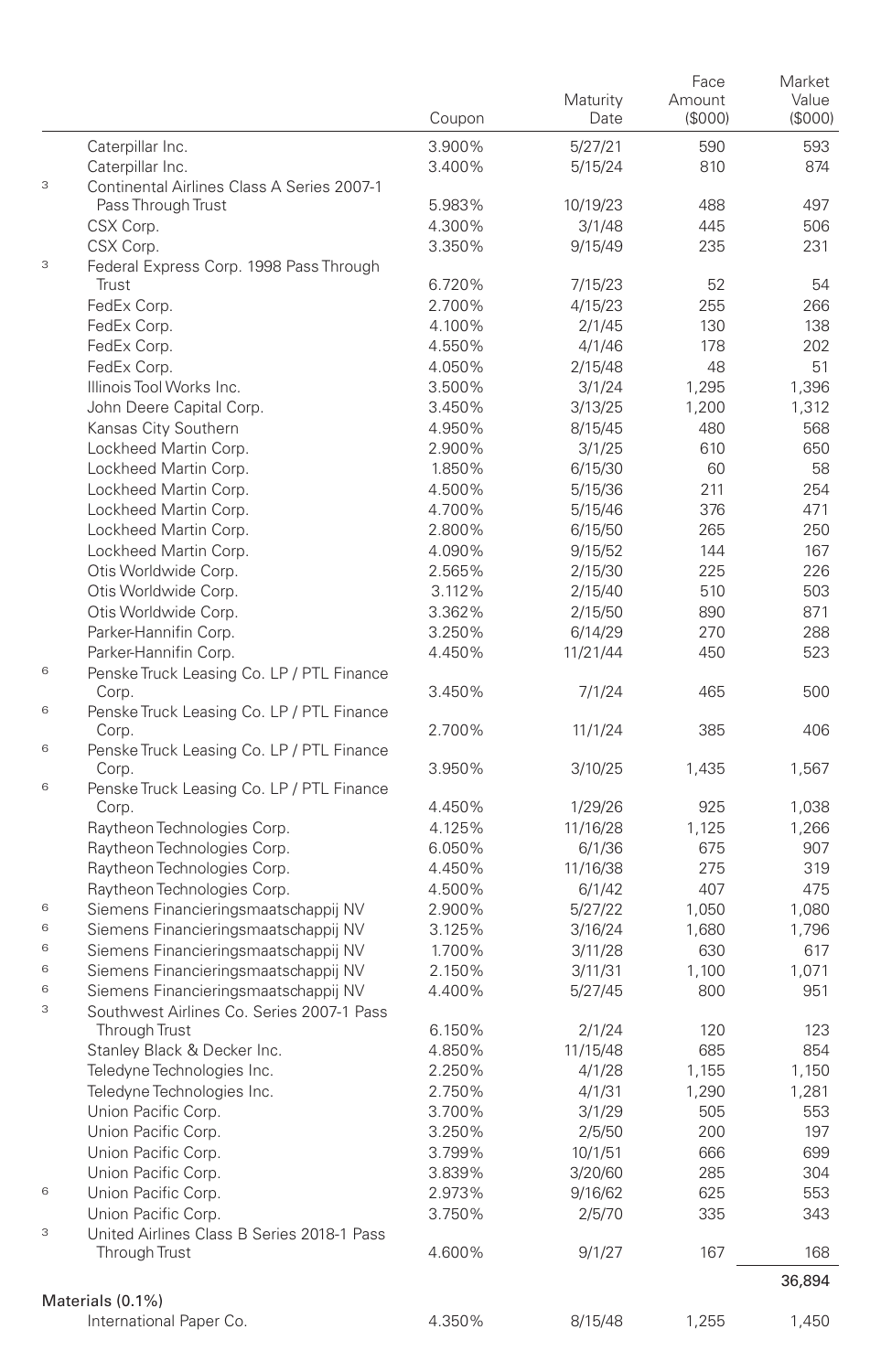| | | Coupon | Maturity Date | Face Amount ($000) | Market Value ($000) |
|---|---|---|---|---|---|
| | Caterpillar Inc. | 3.900% | 5/27/21 | 590 | 593 |
| | Caterpillar Inc. | 3.400% | 5/15/24 | 810 | 874 |
| 3 | Continental Airlines Class A Series 2007-1 Pass Through Trust | 5.983% | 10/19/23 | 488 | 497 |
| | CSX Corp. | 4.300% | 3/1/48 | 445 | 506 |
| | CSX Corp. | 3.350% | 9/15/49 | 235 | 231 |
| 3 | Federal Express Corp. 1998 Pass Through Trust | 6.720% | 7/15/23 | 52 | 54 |
| | FedEx Corp. | 2.700% | 4/15/23 | 255 | 266 |
| | FedEx Corp. | 4.100% | 2/1/45 | 130 | 138 |
| | FedEx Corp. | 4.550% | 4/1/46 | 178 | 202 |
| | FedEx Corp. | 4.050% | 2/15/48 | 48 | 51 |
| | Illinois Tool Works Inc. | 3.500% | 3/1/24 | 1,295 | 1,396 |
| | John Deere Capital Corp. | 3.450% | 3/13/25 | 1,200 | 1,312 |
| | Kansas City Southern | 4.950% | 8/15/45 | 480 | 568 |
| | Lockheed Martin Corp. | 2.900% | 3/1/25 | 610 | 650 |
| | Lockheed Martin Corp. | 1.850% | 6/15/30 | 60 | 58 |
| | Lockheed Martin Corp. | 4.500% | 5/15/36 | 211 | 254 |
| | Lockheed Martin Corp. | 4.700% | 5/15/46 | 376 | 471 |
| | Lockheed Martin Corp. | 2.800% | 6/15/50 | 265 | 250 |
| | Lockheed Martin Corp. | 4.090% | 9/15/52 | 144 | 167 |
| | Otis Worldwide Corp. | 2.565% | 2/15/30 | 225 | 226 |
| | Otis Worldwide Corp. | 3.112% | 2/15/40 | 510 | 503 |
| | Otis Worldwide Corp. | 3.362% | 2/15/50 | 890 | 871 |
| | Parker-Hannifin Corp. | 3.250% | 6/14/29 | 270 | 288 |
| | Parker-Hannifin Corp. | 4.450% | 11/21/44 | 450 | 523 |
| 6 | Penske Truck Leasing Co. LP / PTL Finance Corp. | 3.450% | 7/1/24 | 465 | 500 |
| 6 | Penske Truck Leasing Co. LP / PTL Finance Corp. | 2.700% | 11/1/24 | 385 | 406 |
| 6 | Penske Truck Leasing Co. LP / PTL Finance Corp. | 3.950% | 3/10/25 | 1,435 | 1,567 |
| 6 | Penske Truck Leasing Co. LP / PTL Finance Corp. | 4.450% | 1/29/26 | 925 | 1,038 |
| | Raytheon Technologies Corp. | 4.125% | 11/16/28 | 1,125 | 1,266 |
| | Raytheon Technologies Corp. | 6.050% | 6/1/36 | 675 | 907 |
| | Raytheon Technologies Corp. | 4.450% | 11/16/38 | 275 | 319 |
| | Raytheon Technologies Corp. | 4.500% | 6/1/42 | 407 | 475 |
| 6 | Siemens Financieringsmaatschappij NV | 2.900% | 5/27/22 | 1,050 | 1,080 |
| 6 | Siemens Financieringsmaatschappij NV | 3.125% | 3/16/24 | 1,680 | 1,796 |
| 6 | Siemens Financieringsmaatschappij NV | 1.700% | 3/11/28 | 630 | 617 |
| 6 | Siemens Financieringsmaatschappij NV | 2.150% | 3/11/31 | 1,100 | 1,071 |
| 6 | Siemens Financieringsmaatschappij NV | 4.400% | 5/27/45 | 800 | 951 |
| 3 | Southwest Airlines Co. Series 2007-1 Pass Through Trust | 6.150% | 2/1/24 | 120 | 123 |
| | Stanley Black & Decker Inc. | 4.850% | 11/15/48 | 685 | 854 |
| | Teledyne Technologies Inc. | 2.250% | 4/1/28 | 1,155 | 1,150 |
| | Teledyne Technologies Inc. | 2.750% | 4/1/31 | 1,290 | 1,281 |
| | Union Pacific Corp. | 3.700% | 3/1/29 | 505 | 553 |
| | Union Pacific Corp. | 3.250% | 2/5/50 | 200 | 197 |
| | Union Pacific Corp. | 3.799% | 10/1/51 | 666 | 699 |
| | Union Pacific Corp. | 3.839% | 3/20/60 | 285 | 304 |
| 6 | Union Pacific Corp. | 2.973% | 9/16/62 | 625 | 553 |
| | Union Pacific Corp. | 3.750% | 2/5/70 | 335 | 343 |
| 3 | United Airlines Class B Series 2018-1 Pass Through Trust | 4.600% | 9/1/27 | 167 | 168 |
| | | | | | 36,894 |
| | **Materials (0.1%)** | | | | |
| | International Paper Co. | 4.350% | 8/15/48 | 1,255 | 1,450 |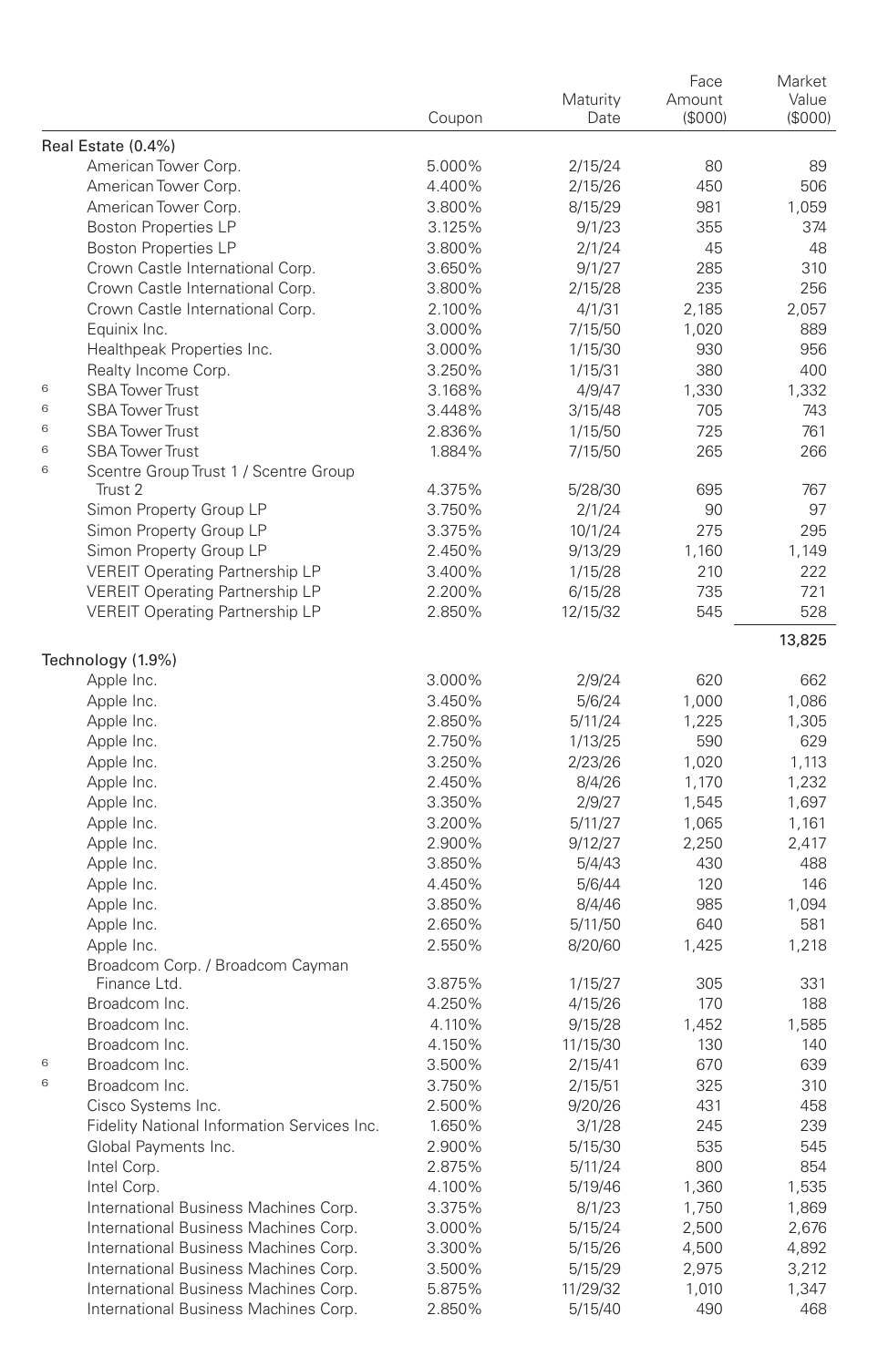| | | Coupon | Maturity Date | Face Amount ($000) | Market Value ($000) |
|---|---|---|---|---|---|
| Real Estate (0.4%) | | | | | |
| | American Tower Corp. | 5.000% | 2/15/24 | 80 | 89 |
| | American Tower Corp. | 4.400% | 2/15/26 | 450 | 506 |
| | American Tower Corp. | 3.800% | 8/15/29 | 981 | 1,059 |
| | Boston Properties LP | 3.125% | 9/1/23 | 355 | 374 |
| | Boston Properties LP | 3.800% | 2/1/24 | 45 | 48 |
| | Crown Castle International Corp. | 3.650% | 9/1/27 | 285 | 310 |
| | Crown Castle International Corp. | 3.800% | 2/15/28 | 235 | 256 |
| | Crown Castle International Corp. | 2.100% | 4/1/31 | 2,185 | 2,057 |
| | Equinix Inc. | 3.000% | 7/15/50 | 1,020 | 889 |
| | Healthpeak Properties Inc. | 3.000% | 1/15/30 | 930 | 956 |
| | Realty Income Corp. | 3.250% | 1/15/31 | 380 | 400 |
| 6 | SBA Tower Trust | 3.168% | 4/9/47 | 1,330 | 1,332 |
| 6 | SBA Tower Trust | 3.448% | 3/15/48 | 705 | 743 |
| 6 | SBA Tower Trust | 2.836% | 1/15/50 | 725 | 761 |
| 6 | SBA Tower Trust | 1.884% | 7/15/50 | 265 | 266 |
| 6 | Scentre Group Trust 1 / Scentre Group Trust 2 | 4.375% | 5/28/30 | 695 | 767 |
| | Simon Property Group LP | 3.750% | 2/1/24 | 90 | 97 |
| | Simon Property Group LP | 3.375% | 10/1/24 | 275 | 295 |
| | Simon Property Group LP | 2.450% | 9/13/29 | 1,160 | 1,149 |
| | VEREIT Operating Partnership LP | 3.400% | 1/15/28 | 210 | 222 |
| | VEREIT Operating Partnership LP | 2.200% | 6/15/28 | 735 | 721 |
| | VEREIT Operating Partnership LP | 2.850% | 12/15/32 | 545 | 528 |
| | | | | | 13,825 |
| Technology (1.9%) | | | | | |
| | Apple Inc. | 3.000% | 2/9/24 | 620 | 662 |
| | Apple Inc. | 3.450% | 5/6/24 | 1,000 | 1,086 |
| | Apple Inc. | 2.850% | 5/11/24 | 1,225 | 1,305 |
| | Apple Inc. | 2.750% | 1/13/25 | 590 | 629 |
| | Apple Inc. | 3.250% | 2/23/26 | 1,020 | 1,113 |
| | Apple Inc. | 2.450% | 8/4/26 | 1,170 | 1,232 |
| | Apple Inc. | 3.350% | 2/9/27 | 1,545 | 1,697 |
| | Apple Inc. | 3.200% | 5/11/27 | 1,065 | 1,161 |
| | Apple Inc. | 2.900% | 9/12/27 | 2,250 | 2,417 |
| | Apple Inc. | 3.850% | 5/4/43 | 430 | 488 |
| | Apple Inc. | 4.450% | 5/6/44 | 120 | 146 |
| | Apple Inc. | 3.850% | 8/4/46 | 985 | 1,094 |
| | Apple Inc. | 2.650% | 5/11/50 | 640 | 581 |
| | Apple Inc. | 2.550% | 8/20/60 | 1,425 | 1,218 |
| | Broadcom Corp. / Broadcom Cayman Finance Ltd. | 3.875% | 1/15/27 | 305 | 331 |
| | Broadcom Inc. | 4.250% | 4/15/26 | 170 | 188 |
| | Broadcom Inc. | 4.110% | 9/15/28 | 1,452 | 1,585 |
| | Broadcom Inc. | 4.150% | 11/15/30 | 130 | 140 |
| 6 | Broadcom Inc. | 3.500% | 2/15/41 | 670 | 639 |
| 6 | Broadcom Inc. | 3.750% | 2/15/51 | 325 | 310 |
| | Cisco Systems Inc. | 2.500% | 9/20/26 | 431 | 458 |
| | Fidelity National Information Services Inc. | 1.650% | 3/1/28 | 245 | 239 |
| | Global Payments Inc. | 2.900% | 5/15/30 | 535 | 545 |
| | Intel Corp. | 2.875% | 5/11/24 | 800 | 854 |
| | Intel Corp. | 4.100% | 5/19/46 | 1,360 | 1,535 |
| | International Business Machines Corp. | 3.375% | 8/1/23 | 1,750 | 1,869 |
| | International Business Machines Corp. | 3.000% | 5/15/24 | 2,500 | 2,676 |
| | International Business Machines Corp. | 3.300% | 5/15/26 | 4,500 | 4,892 |
| | International Business Machines Corp. | 3.500% | 5/15/29 | 2,975 | 3,212 |
| | International Business Machines Corp. | 5.875% | 11/29/32 | 1,010 | 1,347 |
| | International Business Machines Corp. | 2.850% | 5/15/40 | 490 | 468 |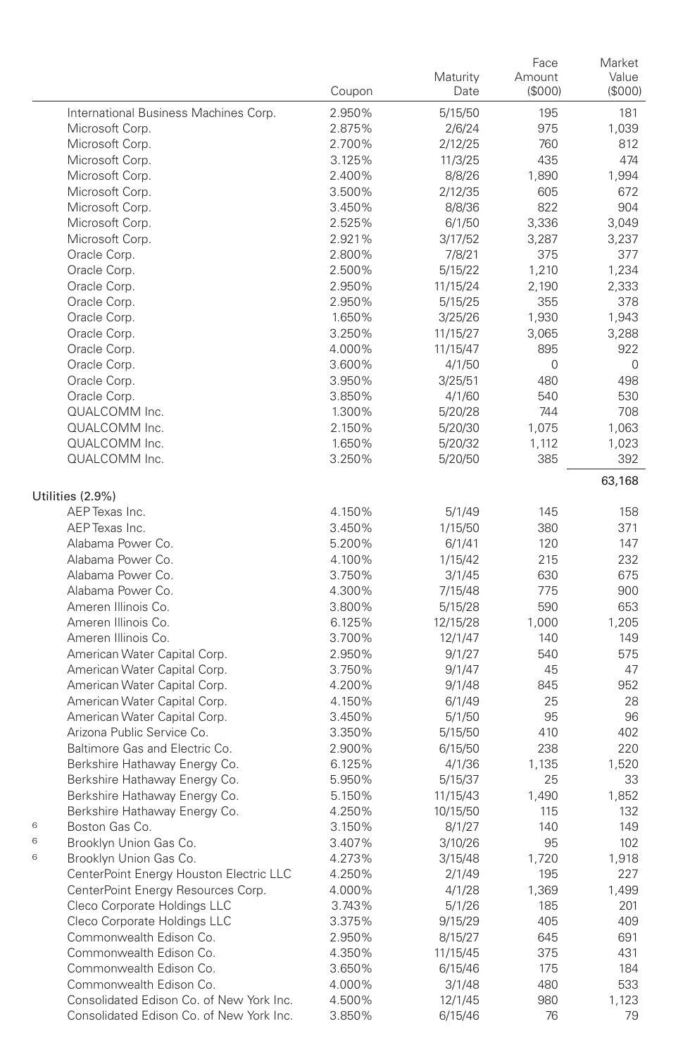| | Coupon | Maturity Date | Face Amount ($000) | Market Value ($000) |
|---|---|---|---|---|
| International Business Machines Corp. | 2.950% | 5/15/50 | 195 | 181 |
| Microsoft Corp. | 2.875% | 2/6/24 | 975 | 1,039 |
| Microsoft Corp. | 2.700% | 2/12/25 | 760 | 812 |
| Microsoft Corp. | 3.125% | 11/3/25 | 435 | 474 |
| Microsoft Corp. | 2.400% | 8/8/26 | 1,890 | 1,994 |
| Microsoft Corp. | 3.500% | 2/12/35 | 605 | 672 |
| Microsoft Corp. | 3.450% | 8/8/36 | 822 | 904 |
| Microsoft Corp. | 2.525% | 6/1/50 | 3,336 | 3,049 |
| Microsoft Corp. | 2.921% | 3/17/52 | 3,287 | 3,237 |
| Oracle Corp. | 2.800% | 7/8/21 | 375 | 377 |
| Oracle Corp. | 2.500% | 5/15/22 | 1,210 | 1,234 |
| Oracle Corp. | 2.950% | 11/15/24 | 2,190 | 2,333 |
| Oracle Corp. | 2.950% | 5/15/25 | 355 | 378 |
| Oracle Corp. | 1.650% | 3/25/26 | 1,930 | 1,943 |
| Oracle Corp. | 3.250% | 11/15/27 | 3,065 | 3,288 |
| Oracle Corp. | 4.000% | 11/15/47 | 895 | 922 |
| Oracle Corp. | 3.600% | 4/1/50 | 0 | 0 |
| Oracle Corp. | 3.950% | 3/25/51 | 480 | 498 |
| Oracle Corp. | 3.850% | 4/1/60 | 540 | 530 |
| QUALCOMM Inc. | 1.300% | 5/20/28 | 744 | 708 |
| QUALCOMM Inc. | 2.150% | 5/20/30 | 1,075 | 1,063 |
| QUALCOMM Inc. | 1.650% | 5/20/32 | 1,112 | 1,023 |
| QUALCOMM Inc. | 3.250% | 5/20/50 | 385 | 392 |
| | | | | 63,168 |
| **Utilities (2.9%)** | | | | |
| AEP Texas Inc. | 4.150% | 5/1/49 | 145 | 158 |
| AEP Texas Inc. | 3.450% | 1/15/50 | 380 | 371 |
| Alabama Power Co. | 5.200% | 6/1/41 | 120 | 147 |
| Alabama Power Co. | 4.100% | 1/15/42 | 215 | 232 |
| Alabama Power Co. | 3.750% | 3/1/45 | 630 | 675 |
| Alabama Power Co. | 4.300% | 7/15/48 | 775 | 900 |
| Ameren Illinois Co. | 3.800% | 5/15/28 | 590 | 653 |
| Ameren Illinois Co. | 6.125% | 12/15/28 | 1,000 | 1,205 |
| Ameren Illinois Co. | 3.700% | 12/1/47 | 140 | 149 |
| American Water Capital Corp. | 2.950% | 9/1/27 | 540 | 575 |
| American Water Capital Corp. | 3.750% | 9/1/47 | 45 | 47 |
| American Water Capital Corp. | 4.200% | 9/1/48 | 845 | 952 |
| American Water Capital Corp. | 4.150% | 6/1/49 | 25 | 28 |
| American Water Capital Corp. | 3.450% | 5/1/50 | 95 | 96 |
| Arizona Public Service Co. | 3.350% | 5/15/50 | 410 | 402 |
| Baltimore Gas and Electric Co. | 2.900% | 6/15/50 | 238 | 220 |
| Berkshire Hathaway Energy Co. | 6.125% | 4/1/36 | 1,135 | 1,520 |
| Berkshire Hathaway Energy Co. | 5.950% | 5/15/37 | 25 | 33 |
| Berkshire Hathaway Energy Co. | 5.150% | 11/15/43 | 1,490 | 1,852 |
| Berkshire Hathaway Energy Co. | 4.250% | 10/15/50 | 115 | 132 |
| [6] Boston Gas Co. | 3.150% | 8/1/27 | 140 | 149 |
| [6] Brooklyn Union Gas Co. | 3.407% | 3/10/26 | 95 | 102 |
| [6] Brooklyn Union Gas Co. | 4.273% | 3/15/48 | 1,720 | 1,918 |
| CenterPoint Energy Houston Electric LLC | 4.250% | 2/1/49 | 195 | 227 |
| CenterPoint Energy Resources Corp. | 4.000% | 4/1/28 | 1,369 | 1,499 |
| Cleco Corporate Holdings LLC | 3.743% | 5/1/26 | 185 | 201 |
| Cleco Corporate Holdings LLC | 3.375% | 9/15/29 | 405 | 409 |
| Commonwealth Edison Co. | 2.950% | 8/15/27 | 645 | 691 |
| Commonwealth Edison Co. | 4.350% | 11/15/45 | 375 | 431 |
| Commonwealth Edison Co. | 3.650% | 6/15/46 | 175 | 184 |
| Commonwealth Edison Co. | 4.000% | 3/1/48 | 480 | 533 |
| Consolidated Edison Co. of New York Inc. | 4.500% | 12/1/45 | 980 | 1,123 |
| Consolidated Edison Co. of New York Inc. | 3.850% | 6/15/46 | 76 | 79 |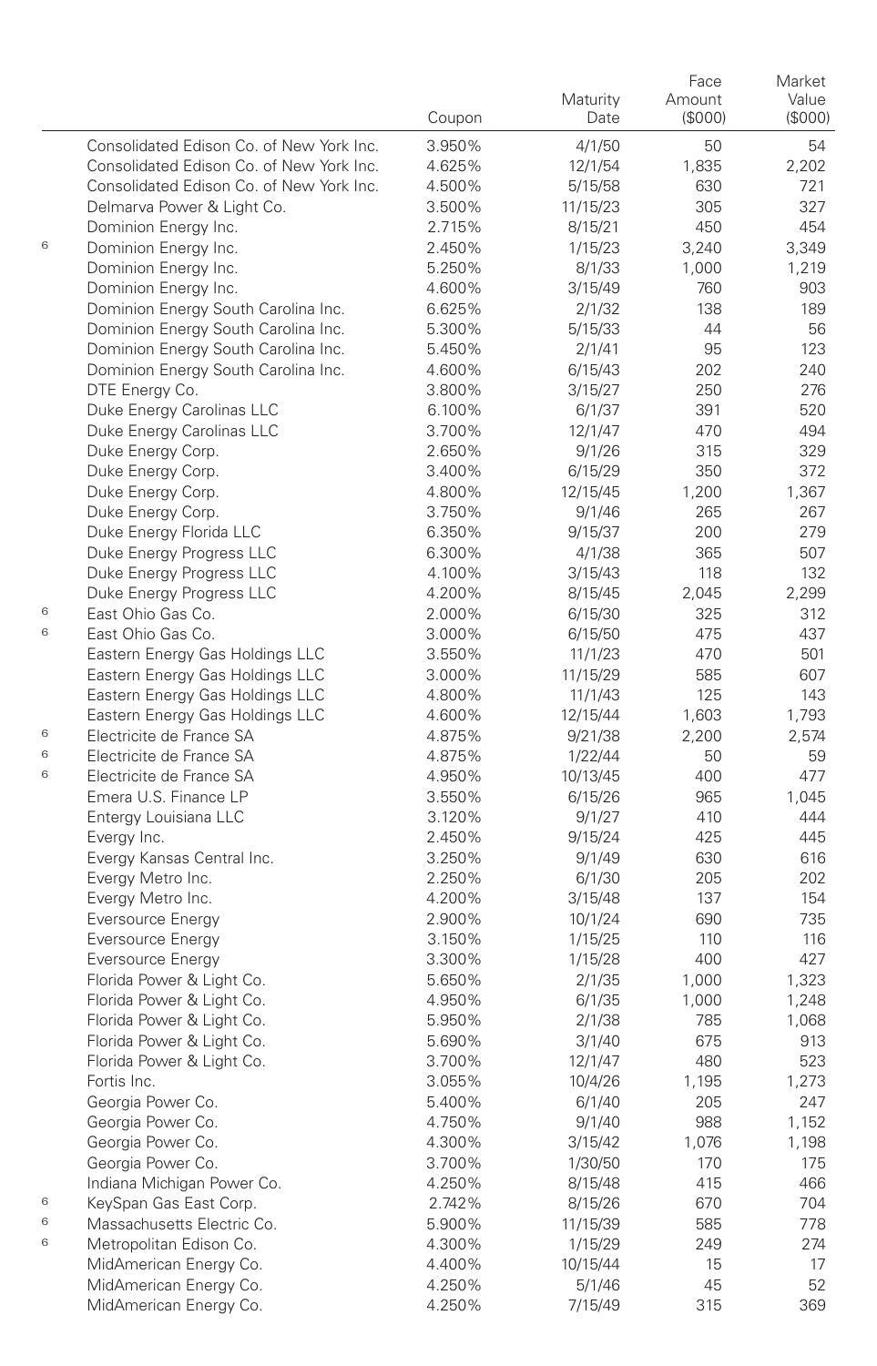| | | Coupon | Maturity Date | Face Amount ($000) | Market Value ($000) |
|---|---|---|---|---|---|
| | Consolidated Edison Co. of New York Inc. | 3.950% | 4/1/50 | 50 | 54 |
| | Consolidated Edison Co. of New York Inc. | 4.625% | 12/1/54 | 1,835 | 2,202 |
| | Consolidated Edison Co. of New York Inc. | 4.500% | 5/15/58 | 630 | 721 |
| | Delmarva Power & Light Co. | 3.500% | 11/15/23 | 305 | 327 |
| | Dominion Energy Inc. | 2.715% | 8/15/21 | 450 | 454 |
| 6 | Dominion Energy Inc. | 2.450% | 1/15/23 | 3,240 | 3,349 |
| | Dominion Energy Inc. | 5.250% | 8/1/33 | 1,000 | 1,219 |
| | Dominion Energy Inc. | 4.600% | 3/15/49 | 760 | 903 |
| | Dominion Energy South Carolina Inc. | 6.625% | 2/1/32 | 138 | 189 |
| | Dominion Energy South Carolina Inc. | 5.300% | 5/15/33 | 44 | 56 |
| | Dominion Energy South Carolina Inc. | 5.450% | 2/1/41 | 95 | 123 |
| | Dominion Energy South Carolina Inc. | 4.600% | 6/15/43 | 202 | 240 |
| | DTE Energy Co. | 3.800% | 3/15/27 | 250 | 276 |
| | Duke Energy Carolinas LLC | 6.100% | 6/1/37 | 391 | 520 |
| | Duke Energy Carolinas LLC | 3.700% | 12/1/47 | 470 | 494 |
| | Duke Energy Corp. | 2.650% | 9/1/26 | 315 | 329 |
| | Duke Energy Corp. | 3.400% | 6/15/29 | 350 | 372 |
| | Duke Energy Corp. | 4.800% | 12/15/45 | 1,200 | 1,367 |
| | Duke Energy Corp. | 3.750% | 9/1/46 | 265 | 267 |
| | Duke Energy Florida LLC | 6.350% | 9/15/37 | 200 | 279 |
| | Duke Energy Progress LLC | 6.300% | 4/1/38 | 365 | 507 |
| | Duke Energy Progress LLC | 4.100% | 3/15/43 | 118 | 132 |
| | Duke Energy Progress LLC | 4.200% | 8/15/45 | 2,045 | 2,299 |
| 6 | East Ohio Gas Co. | 2.000% | 6/15/30 | 325 | 312 |
| 6 | East Ohio Gas Co. | 3.000% | 6/15/50 | 475 | 437 |
| | Eastern Energy Gas Holdings LLC | 3.550% | 11/1/23 | 470 | 501 |
| | Eastern Energy Gas Holdings LLC | 3.000% | 11/15/29 | 585 | 607 |
| | Eastern Energy Gas Holdings LLC | 4.800% | 11/1/43 | 125 | 143 |
| | Eastern Energy Gas Holdings LLC | 4.600% | 12/15/44 | 1,603 | 1,793 |
| 6 | Electricite de France SA | 4.875% | 9/21/38 | 2,200 | 2,574 |
| 6 | Electricite de France SA | 4.875% | 1/22/44 | 50 | 59 |
| 6 | Electricite de France SA | 4.950% | 10/13/45 | 400 | 477 |
| | Emera U.S. Finance LP | 3.550% | 6/15/26 | 965 | 1,045 |
| | Entergy Louisiana LLC | 3.120% | 9/1/27 | 410 | 444 |
| | Evergy Inc. | 2.450% | 9/15/24 | 425 | 445 |
| | Evergy Kansas Central Inc. | 3.250% | 9/1/49 | 630 | 616 |
| | Evergy Metro Inc. | 2.250% | 6/1/30 | 205 | 202 |
| | Evergy Metro Inc. | 4.200% | 3/15/48 | 137 | 154 |
| | Eversource Energy | 2.900% | 10/1/24 | 690 | 735 |
| | Eversource Energy | 3.150% | 1/15/25 | 110 | 116 |
| | Eversource Energy | 3.300% | 1/15/28 | 400 | 427 |
| | Florida Power & Light Co. | 5.650% | 2/1/35 | 1,000 | 1,323 |
| | Florida Power & Light Co. | 4.950% | 6/1/35 | 1,000 | 1,248 |
| | Florida Power & Light Co. | 5.950% | 2/1/38 | 785 | 1,068 |
| | Florida Power & Light Co. | 5.690% | 3/1/40 | 675 | 913 |
| | Florida Power & Light Co. | 3.700% | 12/1/47 | 480 | 523 |
| | Fortis Inc. | 3.055% | 10/4/26 | 1,195 | 1,273 |
| | Georgia Power Co. | 5.400% | 6/1/40 | 205 | 247 |
| | Georgia Power Co. | 4.750% | 9/1/40 | 988 | 1,152 |
| | Georgia Power Co. | 4.300% | 3/15/42 | 1,076 | 1,198 |
| | Georgia Power Co. | 3.700% | 1/30/50 | 170 | 175 |
| | Indiana Michigan Power Co. | 4.250% | 8/15/48 | 415 | 466 |
| 6 | KeySpan Gas East Corp. | 2.742% | 8/15/26 | 670 | 704 |
| 6 | Massachusetts Electric Co. | 5.900% | 11/15/39 | 585 | 778 |
| 6 | Metropolitan Edison Co. | 4.300% | 1/15/29 | 249 | 274 |
| | MidAmerican Energy Co. | 4.400% | 10/15/44 | 15 | 17 |
| | MidAmerican Energy Co. | 4.250% | 5/1/46 | 45 | 52 |
| | MidAmerican Energy Co. | 4.250% | 7/15/49 | 315 | 369 |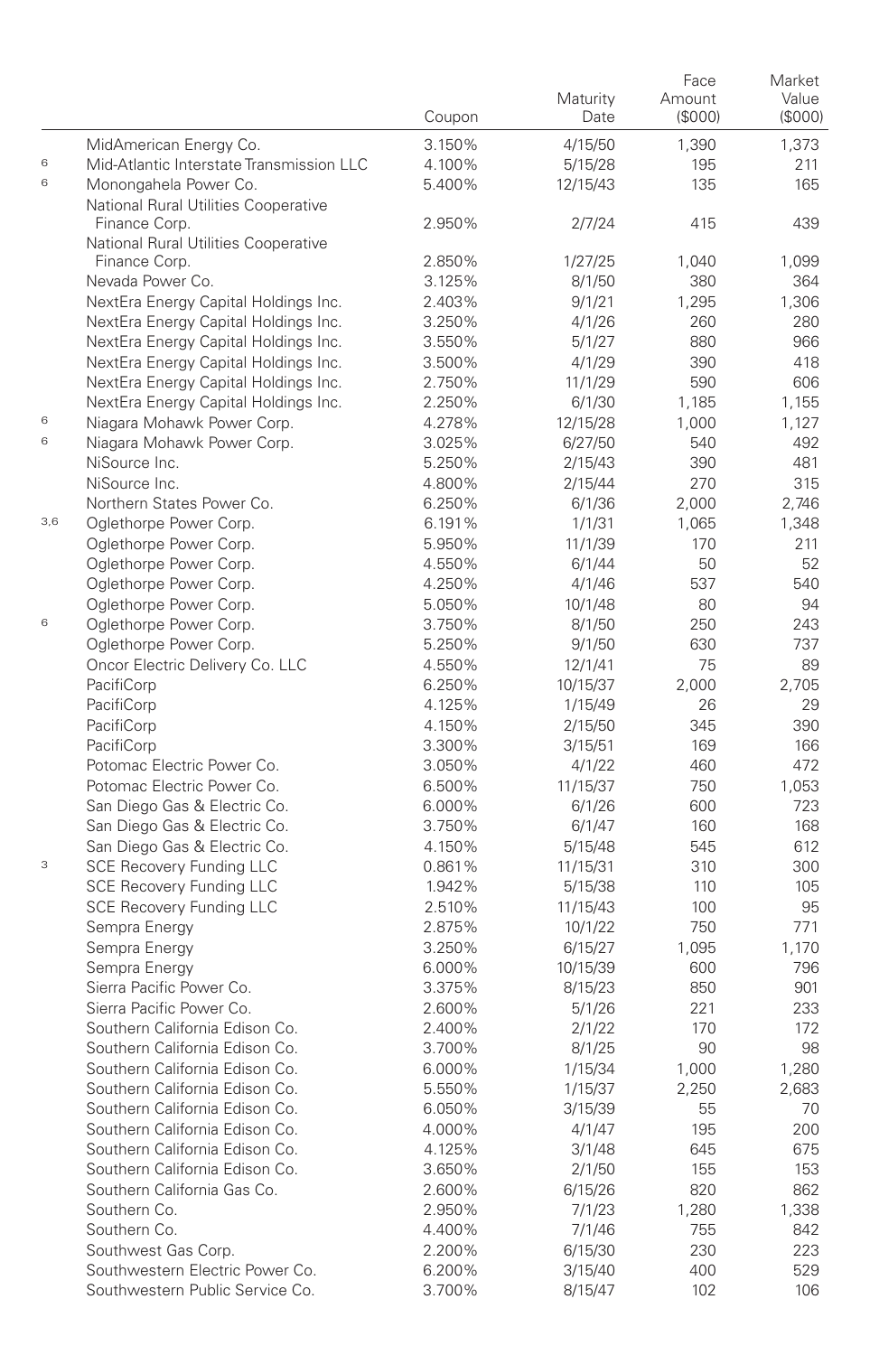| | | Coupon | Maturity Date | Face Amount ($000) | Market Value ($000) |
|---|---|---|---|---|---|
| | MidAmerican Energy Co. | 3.150% | 4/15/50 | 1,390 | 1,373 |
| 6 | Mid-Atlantic Interstate Transmission LLC | 4.100% | 5/15/28 | 195 | 211 |
| 6 | Monongahela Power Co. | 5.400% | 12/15/43 | 135 | 165 |
| | National Rural Utilities Cooperative Finance Corp. | 2.950% | 2/7/24 | 415 | 439 |
| | National Rural Utilities Cooperative Finance Corp. | 2.850% | 1/27/25 | 1,040 | 1,099 |
| | Nevada Power Co. | 3.125% | 8/1/50 | 380 | 364 |
| | NextEra Energy Capital Holdings Inc. | 2.403% | 9/1/21 | 1,295 | 1,306 |
| | NextEra Energy Capital Holdings Inc. | 3.250% | 4/1/26 | 260 | 280 |
| | NextEra Energy Capital Holdings Inc. | 3.550% | 5/1/27 | 880 | 966 |
| | NextEra Energy Capital Holdings Inc. | 3.500% | 4/1/29 | 390 | 418 |
| | NextEra Energy Capital Holdings Inc. | 2.750% | 11/1/29 | 590 | 606 |
| | NextEra Energy Capital Holdings Inc. | 2.250% | 6/1/30 | 1,185 | 1,155 |
| 6 | Niagara Mohawk Power Corp. | 4.278% | 12/15/28 | 1,000 | 1,127 |
| 6 | Niagara Mohawk Power Corp. | 3.025% | 6/27/50 | 540 | 492 |
| | NiSource Inc. | 5.250% | 2/15/43 | 390 | 481 |
| | NiSource Inc. | 4.800% | 2/15/44 | 270 | 315 |
| | Northern States Power Co. | 6.250% | 6/1/36 | 2,000 | 2,746 |
| 3,6 | Oglethorpe Power Corp. | 6.191% | 1/1/31 | 1,065 | 1,348 |
| | Oglethorpe Power Corp. | 5.950% | 11/1/39 | 170 | 211 |
| | Oglethorpe Power Corp. | 4.550% | 6/1/44 | 50 | 52 |
| | Oglethorpe Power Corp. | 4.250% | 4/1/46 | 537 | 540 |
| | Oglethorpe Power Corp. | 5.050% | 10/1/48 | 80 | 94 |
| 6 | Oglethorpe Power Corp. | 3.750% | 8/1/50 | 250 | 243 |
| | Oglethorpe Power Corp. | 5.250% | 9/1/50 | 630 | 737 |
| | Oncor Electric Delivery Co. LLC | 4.550% | 12/1/41 | 75 | 89 |
| | PacifiCorp | 6.250% | 10/15/37 | 2,000 | 2,705 |
| | PacifiCorp | 4.125% | 1/15/49 | 26 | 29 |
| | PacifiCorp | 4.150% | 2/15/50 | 345 | 390 |
| | PacifiCorp | 3.300% | 3/15/51 | 169 | 166 |
| | Potomac Electric Power Co. | 3.050% | 4/1/22 | 460 | 472 |
| | Potomac Electric Power Co. | 6.500% | 11/15/37 | 750 | 1,053 |
| | San Diego Gas & Electric Co. | 6.000% | 6/1/26 | 600 | 723 |
| | San Diego Gas & Electric Co. | 3.750% | 6/1/47 | 160 | 168 |
| | San Diego Gas & Electric Co. | 4.150% | 5/15/48 | 545 | 612 |
| 3 | SCE Recovery Funding LLC | 0.861% | 11/15/31 | 310 | 300 |
| | SCE Recovery Funding LLC | 1.942% | 5/15/38 | 110 | 105 |
| | SCE Recovery Funding LLC | 2.510% | 11/15/43 | 100 | 95 |
| | Sempra Energy | 2.875% | 10/1/22 | 750 | 771 |
| | Sempra Energy | 3.250% | 6/15/27 | 1,095 | 1,170 |
| | Sempra Energy | 6.000% | 10/15/39 | 600 | 796 |
| | Sierra Pacific Power Co. | 3.375% | 8/15/23 | 850 | 901 |
| | Sierra Pacific Power Co. | 2.600% | 5/1/26 | 221 | 233 |
| | Southern California Edison Co. | 2.400% | 2/1/22 | 170 | 172 |
| | Southern California Edison Co. | 3.700% | 8/1/25 | 90 | 98 |
| | Southern California Edison Co. | 6.000% | 1/15/34 | 1,000 | 1,280 |
| | Southern California Edison Co. | 5.550% | 1/15/37 | 2,250 | 2,683 |
| | Southern California Edison Co. | 6.050% | 3/15/39 | 55 | 70 |
| | Southern California Edison Co. | 4.000% | 4/1/47 | 195 | 200 |
| | Southern California Edison Co. | 4.125% | 3/1/48 | 645 | 675 |
| | Southern California Edison Co. | 3.650% | 2/1/50 | 155 | 153 |
| | Southern California Gas Co. | 2.600% | 6/15/26 | 820 | 862 |
| | Southern Co. | 2.950% | 7/1/23 | 1,280 | 1,338 |
| | Southern Co. | 4.400% | 7/1/46 | 755 | 842 |
| | Southwest Gas Corp. | 2.200% | 6/15/30 | 230 | 223 |
| | Southwestern Electric Power Co. | 6.200% | 3/15/40 | 400 | 529 |
| | Southwestern Public Service Co. | 3.700% | 8/15/47 | 102 | 106 |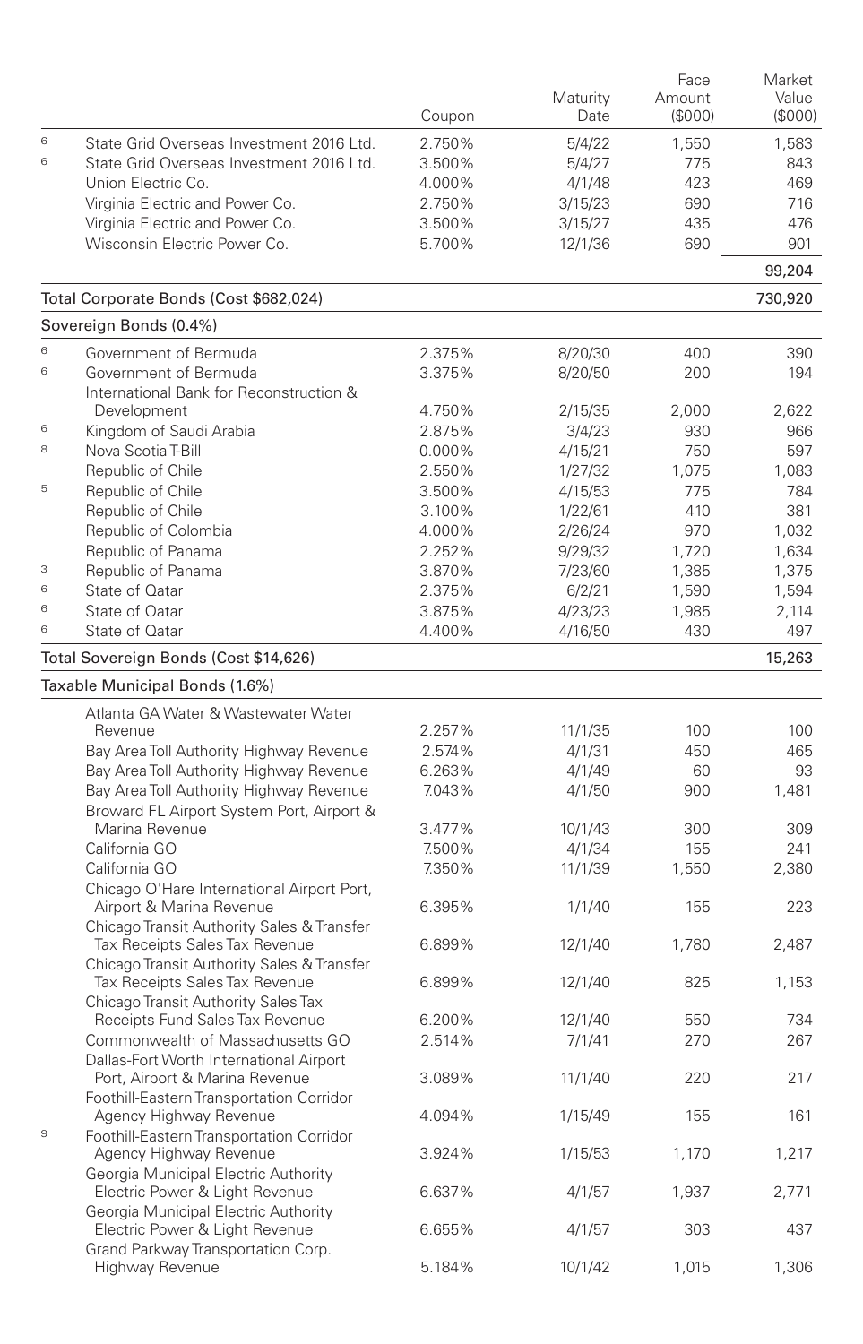| | | Coupon | Maturity Date | Face Amount ($000) | Market Value ($000) |
|---|---|---|---|---|---|
| [6] | State Grid Overseas Investment 2016 Ltd. | 2.750% | 5/4/22 | 1,550 | 1,583 |
| [6] | State Grid Overseas Investment 2016 Ltd. | 3.500% | 5/4/27 | 775 | 843 |
| | Union Electric Co. | 4.000% | 4/1/48 | 423 | 469 |
| | Virginia Electric and Power Co. | 2.750% | 3/15/23 | 690 | 716 |
| | Virginia Electric and Power Co. | 3.500% | 3/15/27 | 435 | 476 |
| | Wisconsin Electric Power Co. | 5.700% | 12/1/36 | 690 | 901 |
| | | | | | 99,204 |
| Total Corporate Bonds (Cost $682,024) | | | | | 730,920 |
| Sovereign Bonds (0.4%) | | | | | |
| [6] | Government of Bermuda | 2.375% | 8/20/30 | 400 | 390 |
| [6] | Government of Bermuda | 3.375% | 8/20/50 | 200 | 194 |
| | International Bank for Reconstruction & Development | 4.750% | 2/15/35 | 2,000 | 2,622 |
| [6] | Kingdom of Saudi Arabia | 2.875% | 3/4/23 | 930 | 966 |
| [8] | Nova Scotia T-Bill | 0.000% | 4/15/21 | 750 | 597 |
| | Republic of Chile | 2.550% | 1/27/32 | 1,075 | 1,083 |
| [5] | Republic of Chile | 3.500% | 4/15/53 | 775 | 784 |
| | Republic of Chile | 3.100% | 1/22/61 | 410 | 381 |
| | Republic of Colombia | 4.000% | 2/26/24 | 970 | 1,032 |
| | Republic of Panama | 2.252% | 9/29/32 | 1,720 | 1,634 |
| [3] | Republic of Panama | 3.870% | 7/23/60 | 1,385 | 1,375 |
| [6] | State of Qatar | 2.375% | 6/2/21 | 1,590 | 1,594 |
| [6] | State of Qatar | 3.875% | 4/23/23 | 1,985 | 2,114 |
| [6] | State of Qatar | 4.400% | 4/16/50 | 430 | 497 |
| Total Sovereign Bonds (Cost $14,626) | | | | | 15,263 |
| Taxable Municipal Bonds (1.6%) | | | | | |
| | Atlanta GA Water & Wastewater Water Revenue | 2.257% | 11/1/35 | 100 | 100 |
| | Bay Area Toll Authority Highway Revenue | 2.574% | 4/1/31 | 450 | 465 |
| | Bay Area Toll Authority Highway Revenue | 6.263% | 4/1/49 | 60 | 93 |
| | Bay Area Toll Authority Highway Revenue | 7.043% | 4/1/50 | 900 | 1,481 |
| | Broward FL Airport System Port, Airport & Marina Revenue | 3.477% | 10/1/43 | 300 | 309 |
| | California GO | 7.500% | 4/1/34 | 155 | 241 |
| | California GO | 7.350% | 11/1/39 | 1,550 | 2,380 |
| | Chicago O'Hare International Airport Port, Airport & Marina Revenue | 6.395% | 1/1/40 | 155 | 223 |
| | Chicago Transit Authority Sales & Transfer Tax Receipts Sales Tax Revenue | 6.899% | 12/1/40 | 1,780 | 2,487 |
| | Chicago Transit Authority Sales & Transfer Tax Receipts Sales Tax Revenue | 6.899% | 12/1/40 | 825 | 1,153 |
| | Chicago Transit Authority Sales Tax Receipts Fund Sales Tax Revenue | 6.200% | 12/1/40 | 550 | 734 |
| | Commonwealth of Massachusetts GO | 2.514% | 7/1/41 | 270 | 267 |
| | Dallas-Fort Worth International Airport Port, Airport & Marina Revenue | 3.089% | 11/1/40 | 220 | 217 |
| | Foothill-Eastern Transportation Corridor Agency Highway Revenue | 4.094% | 1/15/49 | 155 | 161 |
| [9] | Foothill-Eastern Transportation Corridor Agency Highway Revenue | 3.924% | 1/15/53 | 1,170 | 1,217 |
| | Georgia Municipal Electric Authority Electric Power & Light Revenue | 6.637% | 4/1/57 | 1,937 | 2,771 |
| | Georgia Municipal Electric Authority Electric Power & Light Revenue | 6.655% | 4/1/57 | 303 | 437 |
| | Grand Parkway Transportation Corp. Highway Revenue | 5.184% | 10/1/42 | 1,015 | 1,306 |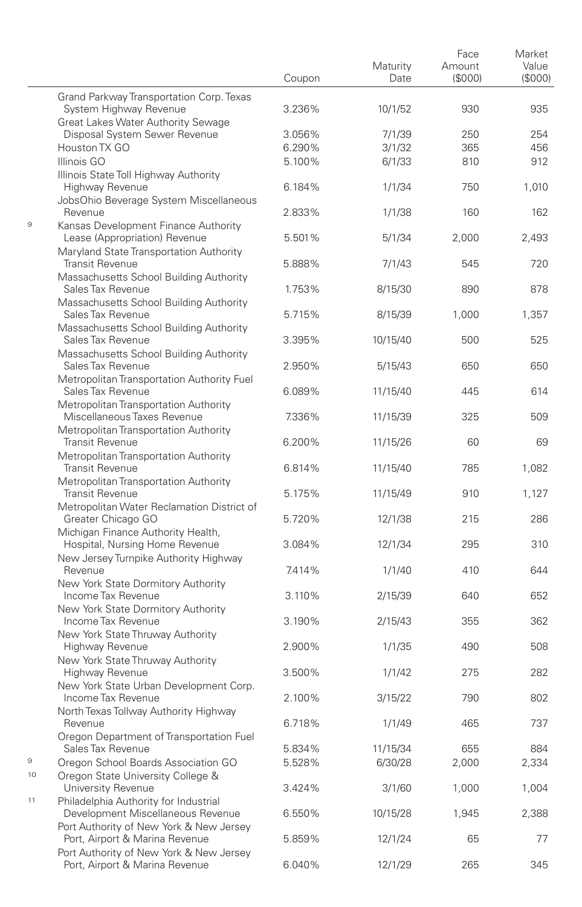| | | Coupon | Maturity Date | Face Amount ($000) | Market Value ($000) |
|---|---|---|---|---|---|
| | Grand Parkway Transportation Corp. Texas System Highway Revenue | 3.236% | 10/1/52 | 930 | 935 |
| | Great Lakes Water Authority Sewage Disposal System Sewer Revenue | 3.056% | 7/1/39 | 250 | 254 |
| | Houston TX GO | 6.290% | 3/1/32 | 365 | 456 |
| | Illinois GO | 5.100% | 6/1/33 | 810 | 912 |
| | Illinois State Toll Highway Authority Highway Revenue | 6.184% | 1/1/34 | 750 | 1,010 |
| | JobsOhio Beverage System Miscellaneous Revenue | 2.833% | 1/1/38 | 160 | 162 |
| 9 | Kansas Development Finance Authority Lease (Appropriation) Revenue | 5.501% | 5/1/34 | 2,000 | 2,493 |
| | Maryland State Transportation Authority Transit Revenue | 5.888% | 7/1/43 | 545 | 720 |
| | Massachusetts School Building Authority Sales Tax Revenue | 1.753% | 8/15/30 | 890 | 878 |
| | Massachusetts School Building Authority Sales Tax Revenue | 5.715% | 8/15/39 | 1,000 | 1,357 |
| | Massachusetts School Building Authority Sales Tax Revenue | 3.395% | 10/15/40 | 500 | 525 |
| | Massachusetts School Building Authority Sales Tax Revenue | 2.950% | 5/15/43 | 650 | 650 |
| | Metropolitan Transportation Authority Fuel Sales Tax Revenue | 6.089% | 11/15/40 | 445 | 614 |
| | Metropolitan Transportation Authority Miscellaneous Taxes Revenue | 7.336% | 11/15/39 | 325 | 509 |
| | Metropolitan Transportation Authority Transit Revenue | 6.200% | 11/15/26 | 60 | 69 |
| | Metropolitan Transportation Authority Transit Revenue | 6.814% | 11/15/40 | 785 | 1,082 |
| | Metropolitan Transportation Authority Transit Revenue | 5.175% | 11/15/49 | 910 | 1,127 |
| | Metropolitan Water Reclamation District of Greater Chicago GO | 5.720% | 12/1/38 | 215 | 286 |
| | Michigan Finance Authority Health, Hospital, Nursing Home Revenue | 3.084% | 12/1/34 | 295 | 310 |
| | New Jersey Turnpike Authority Highway Revenue | 7.414% | 1/1/40 | 410 | 644 |
| | New York State Dormitory Authority Income Tax Revenue | 3.110% | 2/15/39 | 640 | 652 |
| | New York State Dormitory Authority Income Tax Revenue | 3.190% | 2/15/43 | 355 | 362 |
| | New York State Thruway Authority Highway Revenue | 2.900% | 1/1/35 | 490 | 508 |
| | New York State Thruway Authority Highway Revenue | 3.500% | 1/1/42 | 275 | 282 |
| | New York State Urban Development Corp. Income Tax Revenue | 2.100% | 3/15/22 | 790 | 802 |
| | North Texas Tollway Authority Highway Revenue | 6.718% | 1/1/49 | 465 | 737 |
| | Oregon Department of Transportation Fuel Sales Tax Revenue | 5.834% | 11/15/34 | 655 | 884 |
| 9 | Oregon School Boards Association GO | 5.528% | 6/30/28 | 2,000 | 2,334 |
| 10 | Oregon State University College & University Revenue | 3.424% | 3/1/60 | 1,000 | 1,004 |
| 11 | Philadelphia Authority for Industrial Development Miscellaneous Revenue | 6.550% | 10/15/28 | 1,945 | 2,388 |
| | Port Authority of New York & New Jersey Port, Airport & Marina Revenue | 5.859% | 12/1/24 | 65 | 77 |
| | Port Authority of New York & New Jersey Port, Airport & Marina Revenue | 6.040% | 12/1/29 | 265 | 345 |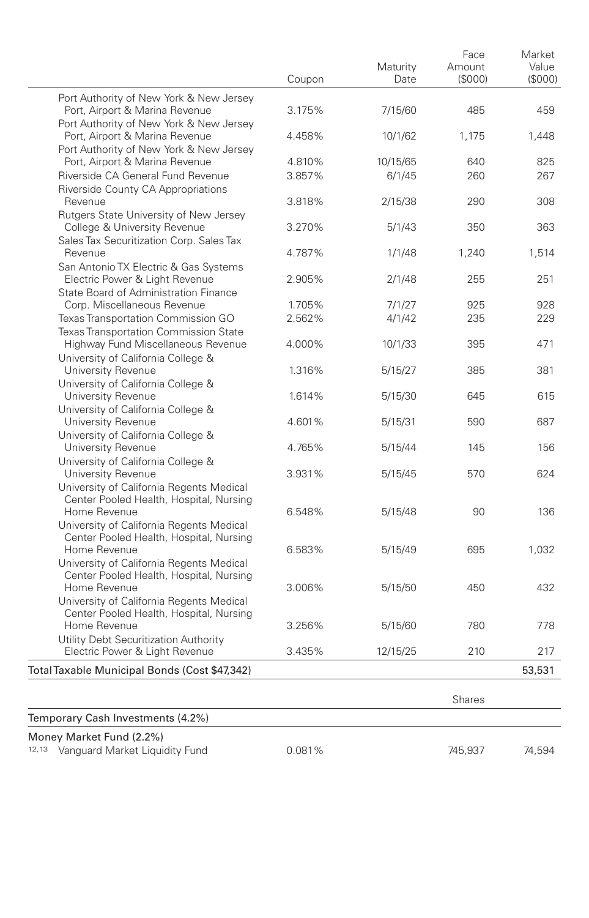| | Coupon | Maturity Date | Face Amount ($000) | Market Value ($000) |
|---|---|---|---|---|
| Port Authority of New York & New Jersey Port, Airport & Marina Revenue | 3.175% | 7/15/60 | 485 | 459 |
| Port Authority of New York & New Jersey Port, Airport & Marina Revenue | 4.458% | 10/1/62 | 1,175 | 1,448 |
| Port Authority of New York & New Jersey Port, Airport & Marina Revenue | 4.810% | 10/15/65 | 640 | 825 |
| Riverside CA General Fund Revenue | 3.857% | 6/1/45 | 260 | 267 |
| Riverside County CA Appropriations Revenue | 3.818% | 2/15/38 | 290 | 308 |
| Rutgers State University of New Jersey College & University Revenue | 3.270% | 5/1/43 | 350 | 363 |
| Sales Tax Securitization Corp. Sales Tax Revenue | 4.787% | 1/1/48 | 1,240 | 1,514 |
| San Antonio TX Electric & Gas Systems Electric Power & Light Revenue | 2.905% | 2/1/48 | 255 | 251 |
| State Board of Administration Finance Corp. Miscellaneous Revenue | 1.705% | 7/1/27 | 925 | 928 |
| Texas Transportation Commission GO | 2.562% | 4/1/42 | 235 | 229 |
| Texas Transportation Commission State Highway Fund Miscellaneous Revenue | 4.000% | 10/1/33 | 395 | 471 |
| University of California College & University Revenue | 1.316% | 5/15/27 | 385 | 381 |
| University of California College & University Revenue | 1.614% | 5/15/30 | 645 | 615 |
| University of California College & University Revenue | 4.601% | 5/15/31 | 590 | 687 |
| University of California College & University Revenue | 4.765% | 5/15/44 | 145 | 156 |
| University of California College & University Revenue | 3.931% | 5/15/45 | 570 | 624 |
| University of California Regents Medical Center Pooled Health, Hospital, Nursing Home Revenue | 6.548% | 5/15/48 | 90 | 136 |
| University of California Regents Medical Center Pooled Health, Hospital, Nursing Home Revenue | 6.583% | 5/15/49 | 695 | 1,032 |
| University of California Regents Medical Center Pooled Health, Hospital, Nursing Home Revenue | 3.006% | 5/15/50 | 450 | 432 |
| University of California Regents Medical Center Pooled Health, Hospital, Nursing Home Revenue | 3.256% | 5/15/60 | 780 | 778 |
| Utility Debt Securitization Authority Electric Power & Light Revenue | 3.435% | 12/15/25 | 210 | 217 |
| **Total Taxable Municipal Bonds (Cost $47,342)** | | | | **53,531** |
| | | | **Shares** | |
| **Temporary Cash Investments (4.2%)** | | | | |
| **Money Market Fund (2.2%)** | | | | |
| [12,13] Vanguard Market Liquidity Fund | 0.081% | | 745,937 | 74,594 |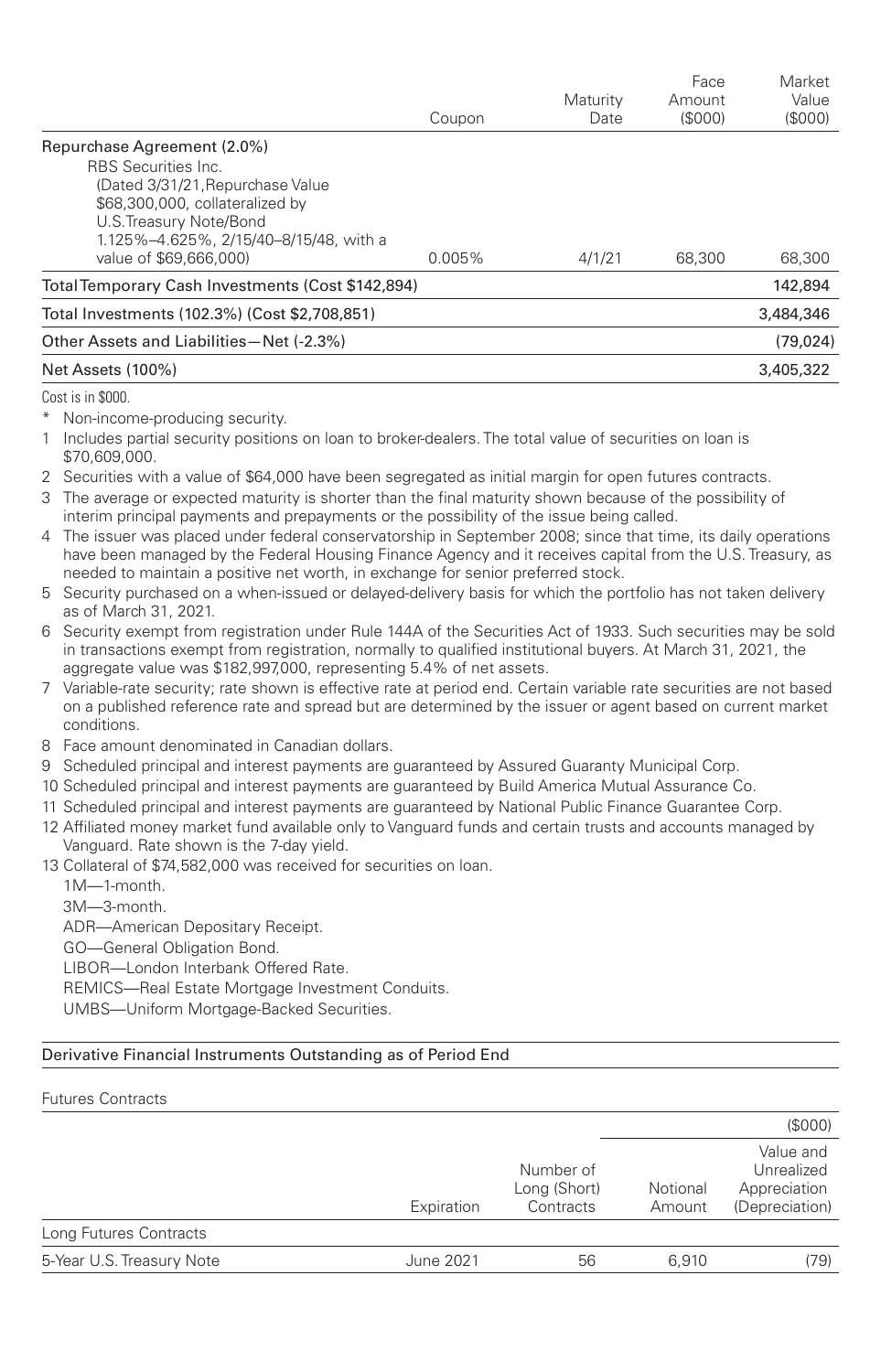|  | Coupon | Maturity Date | Face Amount ($000) | Market Value ($000) |
|---|---|---|---|---|
| Repurchase Agreement (2.0%) |  |  |  |  |
| RBS Securities Inc. (Dated 3/31/21, Repurchase Value $68,300,000, collateralized by U.S. Treasury Note/Bond 1.125%–4.625%, 2/15/40–8/15/48, with a value of $69,666,000) | 0.005% | 4/1/21 | 68,300 | 68,300 |
| Total Temporary Cash Investments (Cost $142,894) |  |  |  | 142,894 |
| Total Investments (102.3%) (Cost $2,708,851) |  |  |  | 3,484,346 |
| Other Assets and Liabilities—Net (-2.3%) |  |  |  | (79,024) |
| Net Assets (100%) |  |  |  | 3,405,322 |

Cost is in $000.

\* Non-income-producing security.

1 Includes partial security positions on loan to broker-dealers. The total value of securities on loan is $70,609,000.

2 Securities with a value of $64,000 have been segregated as initial margin for open futures contracts.

3 The average or expected maturity is shorter than the final maturity shown because of the possibility of interim principal payments and prepayments or the possibility of the issue being called.

4 The issuer was placed under federal conservatorship in September 2008; since that time, its daily operations have been managed by the Federal Housing Finance Agency and it receives capital from the U.S. Treasury, as needed to maintain a positive net worth, in exchange for senior preferred stock.

5 Security purchased on a when-issued or delayed-delivery basis for which the portfolio has not taken delivery as of March 31, 2021.

6 Security exempt from registration under Rule 144A of the Securities Act of 1933. Such securities may be sold in transactions exempt from registration, normally to qualified institutional buyers. At March 31, 2021, the aggregate value was $182,997,000, representing 5.4% of net assets.

7 Variable-rate security; rate shown is effective rate at period end. Certain variable rate securities are not based on a published reference rate and spread but are determined by the issuer or agent based on current market conditions.

8 Face amount denominated in Canadian dollars.

9 Scheduled principal and interest payments are guaranteed by Assured Guaranty Municipal Corp.

10 Scheduled principal and interest payments are guaranteed by Build America Mutual Assurance Co.

11 Scheduled principal and interest payments are guaranteed by National Public Finance Guarantee Corp.

12 Affiliated money market fund available only to Vanguard funds and certain trusts and accounts managed by Vanguard. Rate shown is the 7-day yield.

13 Collateral of $74,582,000 was received for securities on loan.

1M—1-month.
3M—3-month.
ADR—American Depositary Receipt.
GO—General Obligation Bond.
LIBOR—London Interbank Offered Rate.
REMICS—Real Estate Mortgage Investment Conduits.
UMBS—Uniform Mortgage-Backed Securities.

## Derivative Financial Instruments Outstanding as of Period End

### Futures Contracts

|  |  |  |  | ($000) |
|---|---|---|---|---|
|  | Expiration | Number of Long (Short) Contracts | Notional Amount | Value and Unrealized Appreciation (Depreciation) |
| Long Futures Contracts |  |  |  |  |
| 5-Year U.S. Treasury Note | June 2021 | 56 | 6,910 | (79) |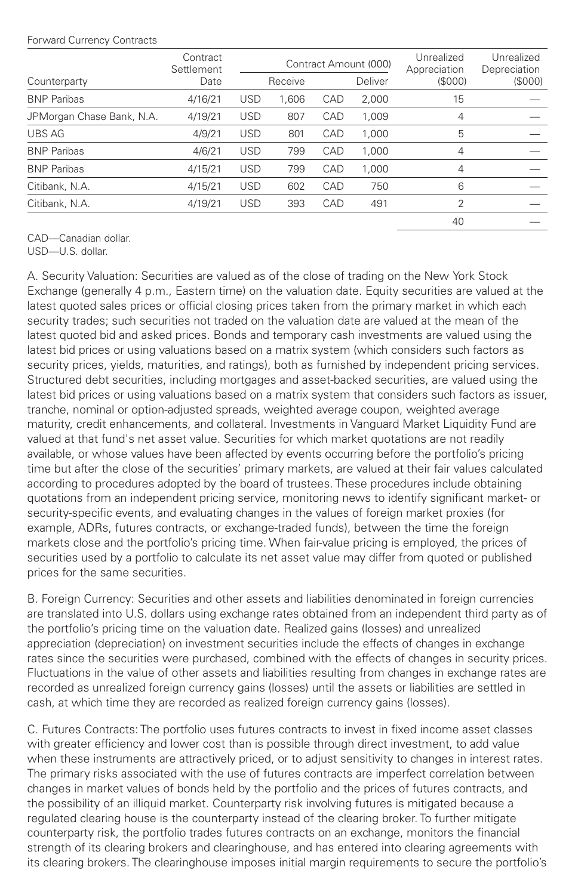Forward Currency Contracts

| Counterparty | Contract Settlement Date | Contract Amount (000) | | | | Unrealized Appreciation ($000) | Unrealized Depreciation ($000) |
|---|---|---|---|---|---|---|---|
| | | Receive | | Deliver | | | |
| BNP Paribas | 4/16/21 | USD | 1,606 | CAD | 2,000 | 15 | — |
| JPMorgan Chase Bank, N.A. | 4/19/21 | USD | 807 | CAD | 1,009 | 4 | — |
| UBS AG | 4/9/21 | USD | 801 | CAD | 1,000 | 5 | — |
| BNP Paribas | 4/6/21 | USD | 799 | CAD | 1,000 | 4 | — |
| BNP Paribas | 4/15/21 | USD | 799 | CAD | 1,000 | 4 | — |
| Citibank, N.A. | 4/15/21 | USD | 602 | CAD | 750 | 6 | — |
| Citibank, N.A. | 4/19/21 | USD | 393 | CAD | 491 | 2 | — |
| | | | | | | 40 | — |

CAD—Canadian dollar.
USD—U.S. dollar.

A. Security Valuation: Securities are valued as of the close of trading on the New York Stock Exchange (generally 4 p.m., Eastern time) on the valuation date. Equity securities are valued at the latest quoted sales prices or official closing prices taken from the primary market in which each security trades; such securities not traded on the valuation date are valued at the mean of the latest quoted bid and asked prices. Bonds and temporary cash investments are valued using the latest bid prices or using valuations based on a matrix system (which considers such factors as security prices, yields, maturities, and ratings), both as furnished by independent pricing services. Structured debt securities, including mortgages and asset-backed securities, are valued using the latest bid prices or using valuations based on a matrix system that considers such factors as issuer, tranche, nominal or option-adjusted spreads, weighted average coupon, weighted average maturity, credit enhancements, and collateral. Investments in Vanguard Market Liquidity Fund are valued at that fund's net asset value. Securities for which market quotations are not readily available, or whose values have been affected by events occurring before the portfolio's pricing time but after the close of the securities' primary markets, are valued at their fair values calculated according to procedures adopted by the board of trustees. These procedures include obtaining quotations from an independent pricing service, monitoring news to identify significant market- or security-specific events, and evaluating changes in the values of foreign market proxies (for example, ADRs, futures contracts, or exchange-traded funds), between the time the foreign markets close and the portfolio's pricing time. When fair-value pricing is employed, the prices of securities used by a portfolio to calculate its net asset value may differ from quoted or published prices for the same securities.

B. Foreign Currency: Securities and other assets and liabilities denominated in foreign currencies are translated into U.S. dollars using exchange rates obtained from an independent third party as of the portfolio's pricing time on the valuation date. Realized gains (losses) and unrealized appreciation (depreciation) on investment securities include the effects of changes in exchange rates since the securities were purchased, combined with the effects of changes in security prices. Fluctuations in the value of other assets and liabilities resulting from changes in exchange rates are recorded as unrealized foreign currency gains (losses) until the assets or liabilities are settled in cash, at which time they are recorded as realized foreign currency gains (losses).

C. Futures Contracts: The portfolio uses futures contracts to invest in fixed income asset classes with greater efficiency and lower cost than is possible through direct investment, to add value when these instruments are attractively priced, or to adjust sensitivity to changes in interest rates. The primary risks associated with the use of futures contracts are imperfect correlation between changes in market values of bonds held by the portfolio and the prices of futures contracts, and the possibility of an illiquid market. Counterparty risk involving futures is mitigated because a regulated clearing house is the counterparty instead of the clearing broker. To further mitigate counterparty risk, the portfolio trades futures contracts on an exchange, monitors the financial strength of its clearing brokers and clearinghouse, and has entered into clearing agreements with its clearing brokers. The clearinghouse imposes initial margin requirements to secure the portfolio's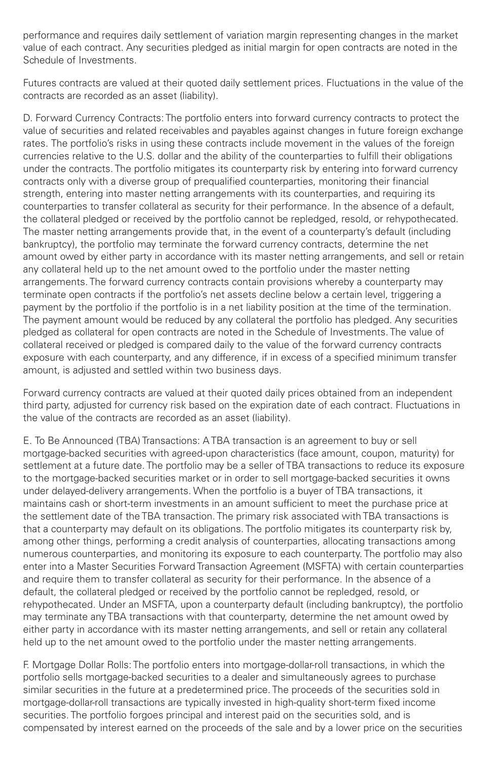performance and requires daily settlement of variation margin representing changes in the market value of each contract. Any securities pledged as initial margin for open contracts are noted in the Schedule of Investments.

Futures contracts are valued at their quoted daily settlement prices. Fluctuations in the value of the contracts are recorded as an asset (liability).

D. Forward Currency Contracts: The portfolio enters into forward currency contracts to protect the value of securities and related receivables and payables against changes in future foreign exchange rates. The portfolio's risks in using these contracts include movement in the values of the foreign currencies relative to the U.S. dollar and the ability of the counterparties to fulfill their obligations under the contracts. The portfolio mitigates its counterparty risk by entering into forward currency contracts only with a diverse group of prequalified counterparties, monitoring their financial strength, entering into master netting arrangements with its counterparties, and requiring its counterparties to transfer collateral as security for their performance. In the absence of a default, the collateral pledged or received by the portfolio cannot be repledged, resold, or rehypothecated. The master netting arrangements provide that, in the event of a counterparty's default (including bankruptcy), the portfolio may terminate the forward currency contracts, determine the net amount owed by either party in accordance with its master netting arrangements, and sell or retain any collateral held up to the net amount owed to the portfolio under the master netting arrangements. The forward currency contracts contain provisions whereby a counterparty may terminate open contracts if the portfolio's net assets decline below a certain level, triggering a payment by the portfolio if the portfolio is in a net liability position at the time of the termination. The payment amount would be reduced by any collateral the portfolio has pledged. Any securities pledged as collateral for open contracts are noted in the Schedule of Investments. The value of collateral received or pledged is compared daily to the value of the forward currency contracts exposure with each counterparty, and any difference, if in excess of a specified minimum transfer amount, is adjusted and settled within two business days.

Forward currency contracts are valued at their quoted daily prices obtained from an independent third party, adjusted for currency risk based on the expiration date of each contract. Fluctuations in the value of the contracts are recorded as an asset (liability).

E. To Be Announced (TBA) Transactions: A TBA transaction is an agreement to buy or sell mortgage-backed securities with agreed-upon characteristics (face amount, coupon, maturity) for settlement at a future date. The portfolio may be a seller of TBA transactions to reduce its exposure to the mortgage-backed securities market or in order to sell mortgage-backed securities it owns under delayed-delivery arrangements. When the portfolio is a buyer of TBA transactions, it maintains cash or short-term investments in an amount sufficient to meet the purchase price at the settlement date of the TBA transaction. The primary risk associated with TBA transactions is that a counterparty may default on its obligations. The portfolio mitigates its counterparty risk by, among other things, performing a credit analysis of counterparties, allocating transactions among numerous counterparties, and monitoring its exposure to each counterparty. The portfolio may also enter into a Master Securities Forward Transaction Agreement (MSFTA) with certain counterparties and require them to transfer collateral as security for their performance. In the absence of a default, the collateral pledged or received by the portfolio cannot be repledged, resold, or rehypothecated. Under an MSFTA, upon a counterparty default (including bankruptcy), the portfolio may terminate any TBA transactions with that counterparty, determine the net amount owed by either party in accordance with its master netting arrangements, and sell or retain any collateral held up to the net amount owed to the portfolio under the master netting arrangements.

F. Mortgage Dollar Rolls: The portfolio enters into mortgage-dollar-roll transactions, in which the portfolio sells mortgage-backed securities to a dealer and simultaneously agrees to purchase similar securities in the future at a predetermined price. The proceeds of the securities sold in mortgage-dollar-roll transactions are typically invested in high-quality short-term fixed income securities. The portfolio forgoes principal and interest paid on the securities sold, and is compensated by interest earned on the proceeds of the sale and by a lower price on the securities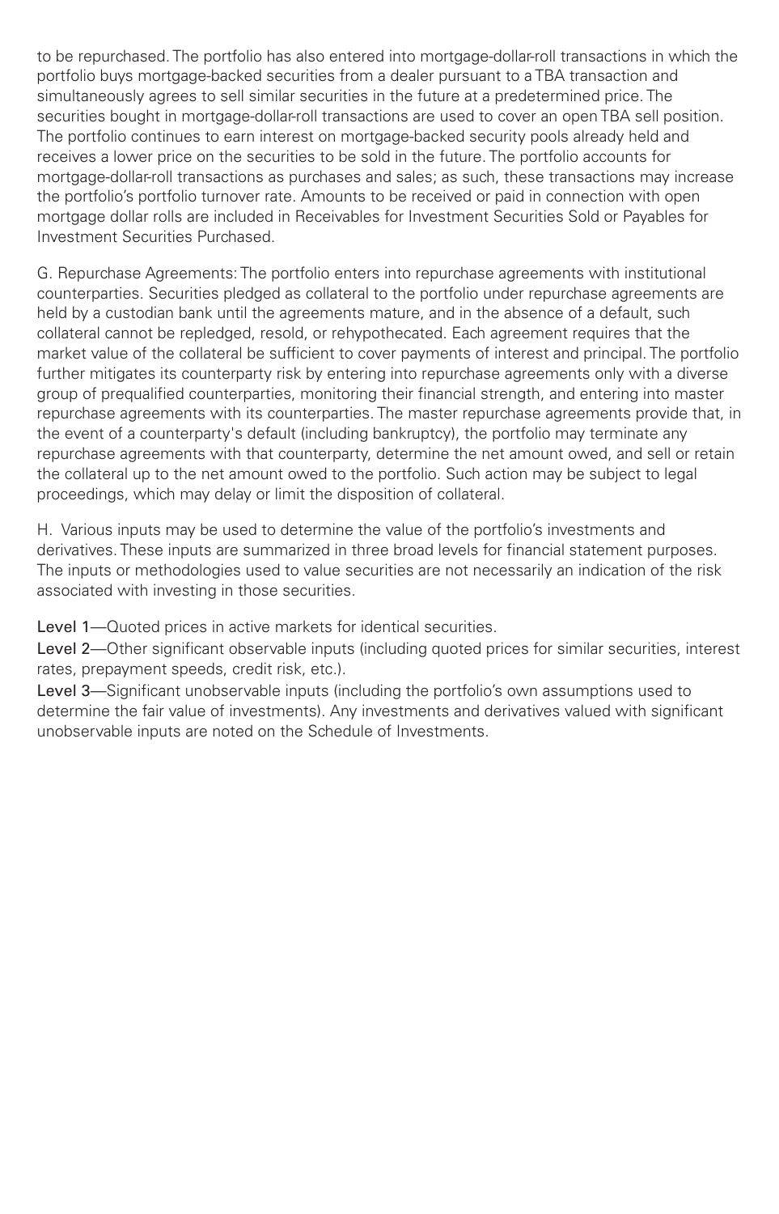to be repurchased. The portfolio has also entered into mortgage-dollar-roll transactions in which the portfolio buys mortgage-backed securities from a dealer pursuant to a TBA transaction and simultaneously agrees to sell similar securities in the future at a predetermined price. The securities bought in mortgage-dollar-roll transactions are used to cover an open TBA sell position. The portfolio continues to earn interest on mortgage-backed security pools already held and receives a lower price on the securities to be sold in the future. The portfolio accounts for mortgage-dollar-roll transactions as purchases and sales; as such, these transactions may increase the portfolio's portfolio turnover rate. Amounts to be received or paid in connection with open mortgage dollar rolls are included in Receivables for Investment Securities Sold or Payables for Investment Securities Purchased.

G. Repurchase Agreements: The portfolio enters into repurchase agreements with institutional counterparties. Securities pledged as collateral to the portfolio under repurchase agreements are held by a custodian bank until the agreements mature, and in the absence of a default, such collateral cannot be repledged, resold, or rehypothecated. Each agreement requires that the market value of the collateral be sufficient to cover payments of interest and principal. The portfolio further mitigates its counterparty risk by entering into repurchase agreements only with a diverse group of prequalified counterparties, monitoring their financial strength, and entering into master repurchase agreements with its counterparties. The master repurchase agreements provide that, in the event of a counterparty's default (including bankruptcy), the portfolio may terminate any repurchase agreements with that counterparty, determine the net amount owed, and sell or retain the collateral up to the net amount owed to the portfolio. Such action may be subject to legal proceedings, which may delay or limit the disposition of collateral.

H. Various inputs may be used to determine the value of the portfolio's investments and derivatives. These inputs are summarized in three broad levels for financial statement purposes. The inputs or methodologies used to value securities are not necessarily an indication of the risk associated with investing in those securities.

Level 1—Quoted prices in active markets for identical securities.

Level 2—Other significant observable inputs (including quoted prices for similar securities, interest rates, prepayment speeds, credit risk, etc.).

Level 3—Significant unobservable inputs (including the portfolio's own assumptions used to determine the fair value of investments). Any investments and derivatives valued with significant unobservable inputs are noted on the Schedule of Investments.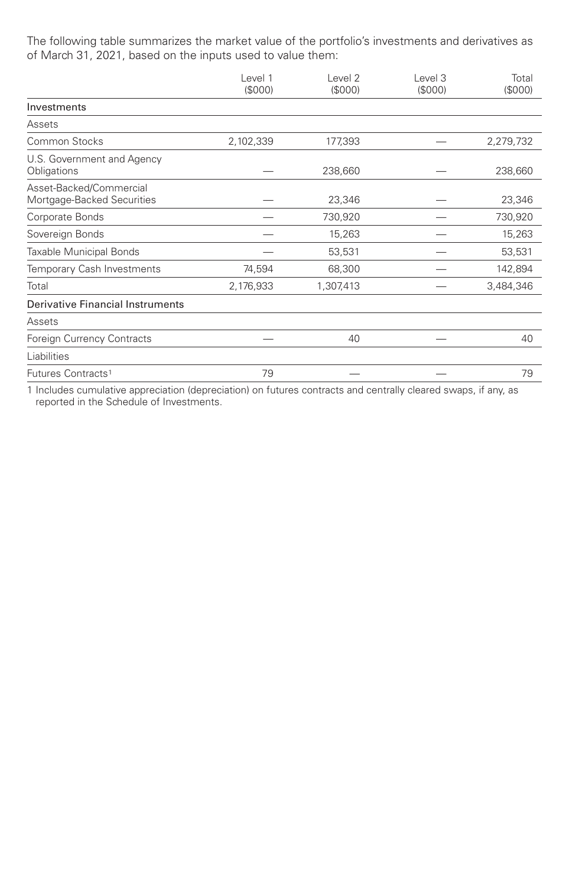The following table summarizes the market value of the portfolio's investments and derivatives as of March 31, 2021, based on the inputs used to value them:

| | Level 1 ($000) | Level 2 ($000) | Level 3 ($000) | Total ($000) |
|---|---|---|---|---|
| **Investments** | | | | |
| Assets | | | | |
| Common Stocks | 2,102,339 | 177,393 | — | 2,279,732 |
| U.S. Government and Agency Obligations | — | 238,660 | — | 238,660 |
| Asset-Backed/Commercial Mortgage-Backed Securities | — | 23,346 | — | 23,346 |
| Corporate Bonds | — | 730,920 | — | 730,920 |
| Sovereign Bonds | — | 15,263 | — | 15,263 |
| Taxable Municipal Bonds | — | 53,531 | — | 53,531 |
| Temporary Cash Investments | 74,594 | 68,300 | — | 142,894 |
| Total | 2,176,933 | 1,307,413 | — | 3,484,346 |
| **Derivative Financial Instruments** | | | | |
| Assets | | | | |
| Foreign Currency Contracts | — | 40 | — | 40 |
| Liabilities | | | | |
| Futures Contracts[1] | 79 | — | — | 79 |

1 Includes cumulative appreciation (depreciation) on futures contracts and centrally cleared swaps, if any, as reported in the Schedule of Investments.